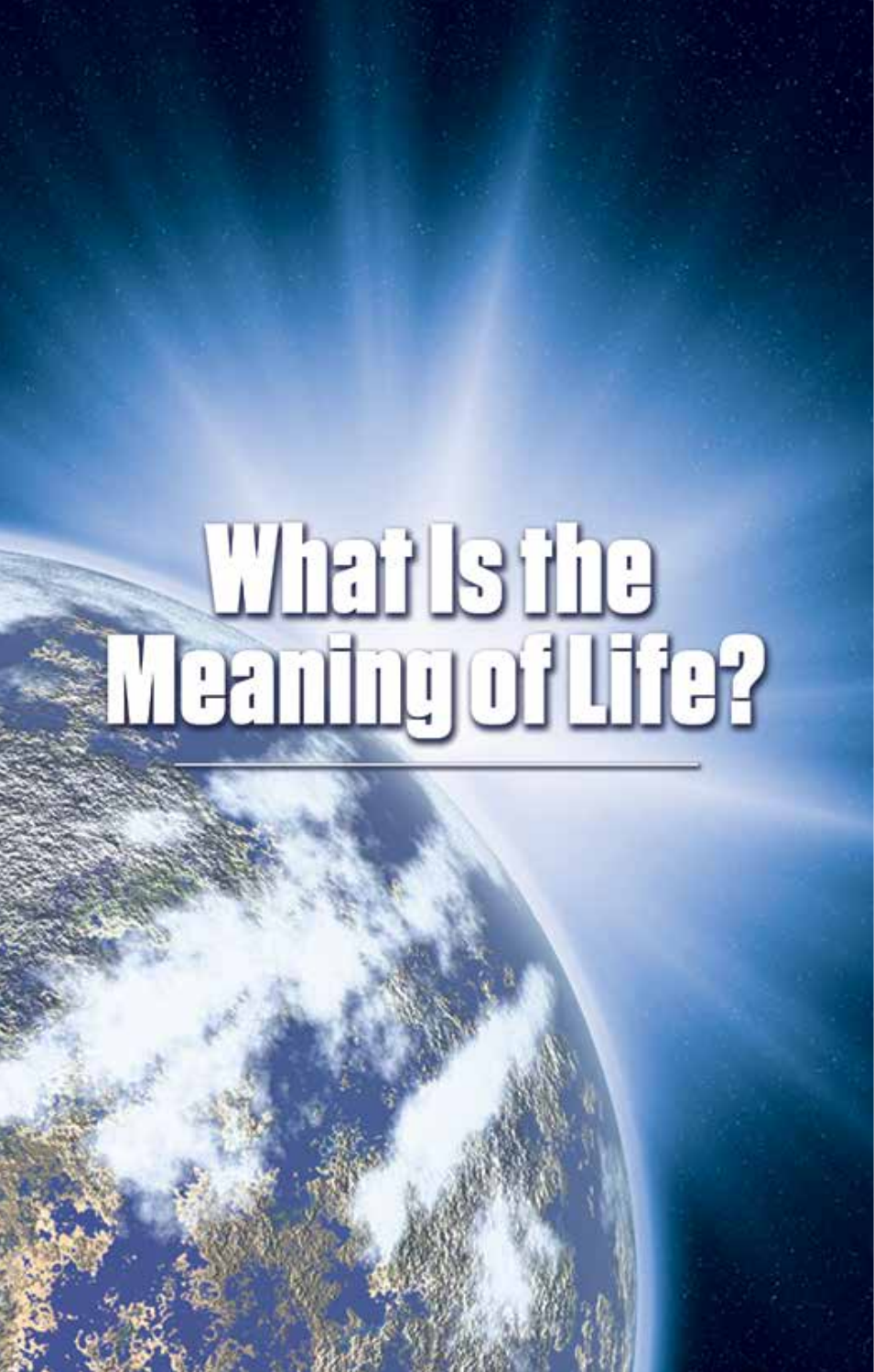# What Is the Meaning of Life?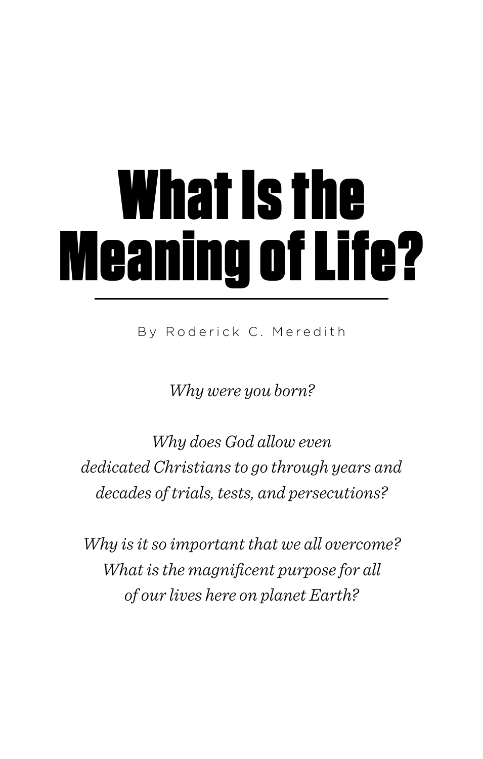# What Is the Meaning of Life?

---

By Roderick C. Meredith

*Why were you born?*

*Why does God allow even dedicated Christians to go through years and decades of trials, tests, and persecutions?*

*Why is it so important that we all overcome? What is the magnificent purpose for all of our lives here on planet Earth?*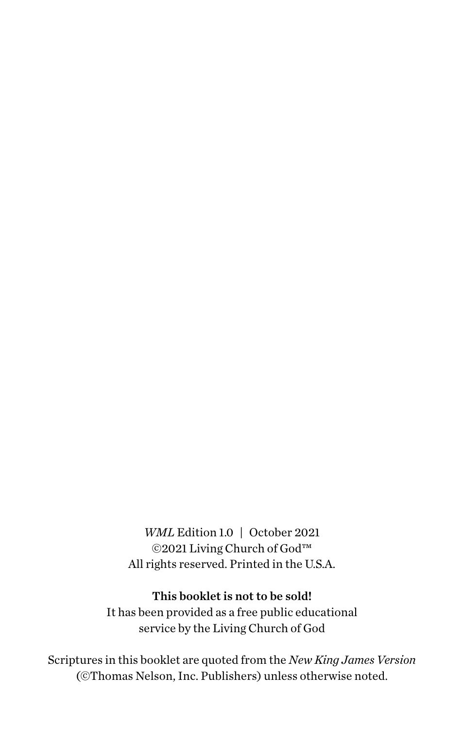*WML* Edition 1.0 | October 2021
©2021 Living Church of God™
All rights reserved. Printed in the U.S.A.

**This booklet is not to be sold!**
It has been provided as a free public educational service by the Living Church of God

Scriptures in this booklet are quoted from the *New King James Version* (©Thomas Nelson, Inc. Publishers) unless otherwise noted.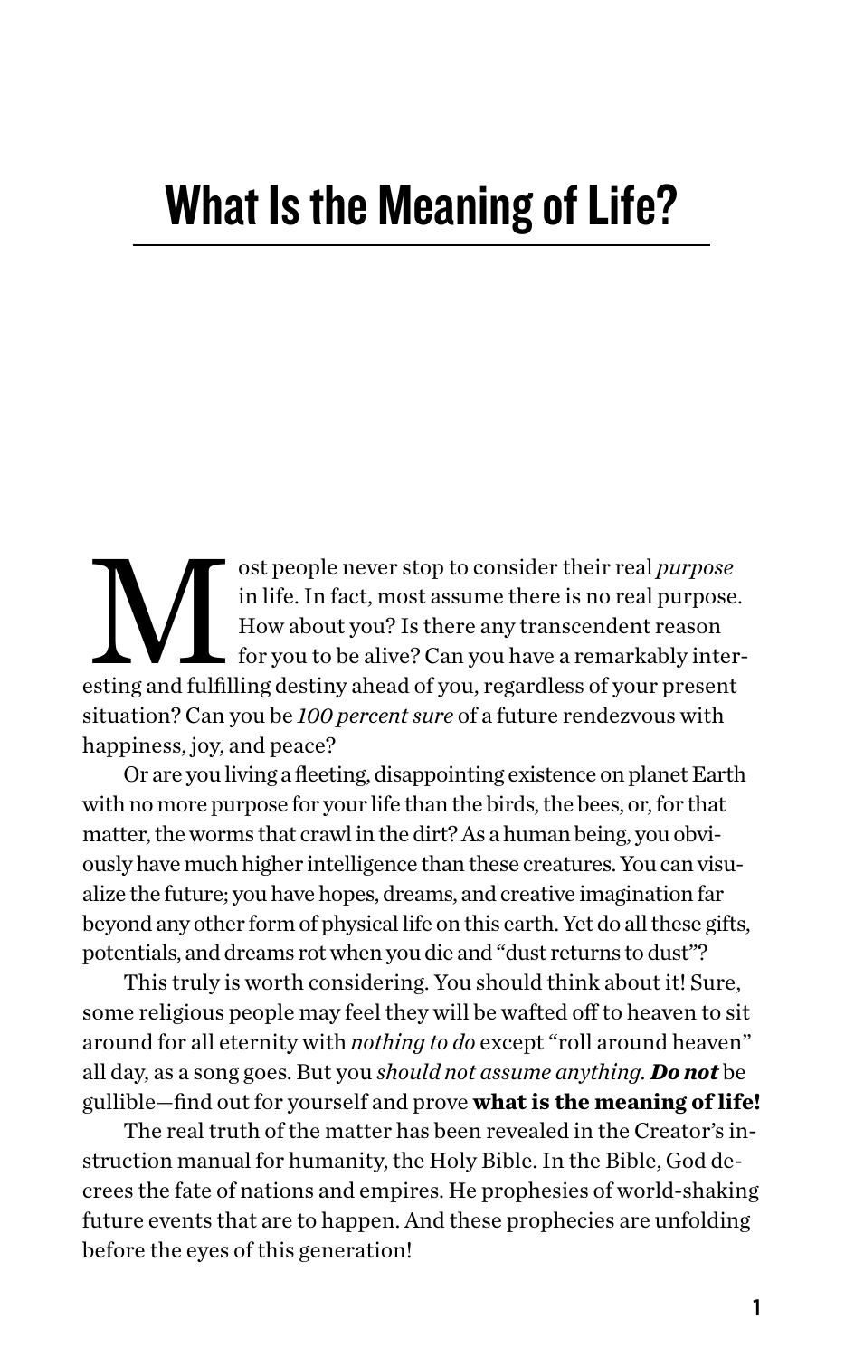# What Is the Meaning of Life?

Most people never stop to consider their real *purpose* in life. In fact, most assume there is no real purpose. How about you? Is there any transcendent reason for you to be alive? Can you have a remarkably interesting and fulfilling destiny ahead of you, regardless of your present situation? Can you be *100 percent sure* of a future rendezvous with happiness, joy, and peace?

Or are you living a fleeting, disappointing existence on planet Earth with no more purpose for your life than the birds, the bees, or, for that matter, the worms that crawl in the dirt? As a human being, you obviously have much higher intelligence than these creatures. You can visualize the future; you have hopes, dreams, and creative imagination far beyond any other form of physical life on this earth. Yet do all these gifts, potentials, and dreams rot when you die and "dust returns to dust"?

This truly is worth considering. You should think about it! Sure, some religious people may feel they will be wafted off to heaven to sit around for all eternity with *nothing to do* except "roll around heaven" all day, as a song goes. But you *should not assume anything.* ***Do not*** be gullible—find out for yourself and prove **what is the meaning of life!**

The real truth of the matter has been revealed in the Creator's instruction manual for humanity, the Holy Bible. In the Bible, God decrees the fate of nations and empires. He prophesies of world-shaking future events that are to happen. And these prophecies are unfolding before the eyes of this generation!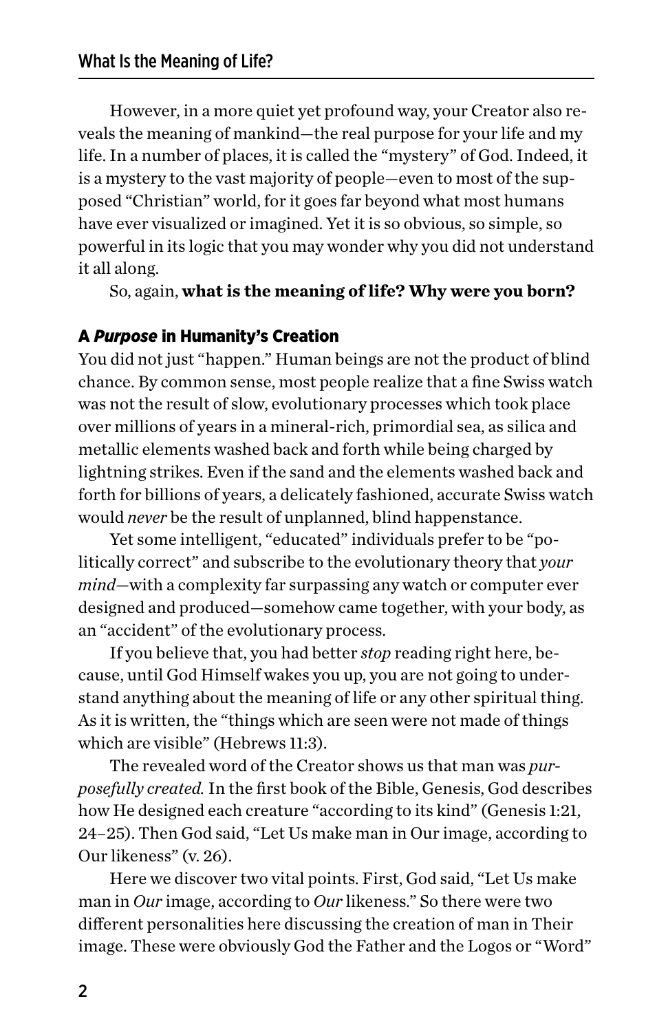However, in a more quiet yet profound way, your Creator also reveals the meaning of mankind—the real purpose for your life and my life. In a number of places, it is called the "mystery" of God. Indeed, it is a mystery to the vast majority of people—even to most of the supposed "Christian" world, for it goes far beyond what most humans have ever visualized or imagined. Yet it is so obvious, so simple, so powerful in its logic that you may wonder why you did not understand it all along.

So, again, **what is the meaning of life? Why were you born?**

## A *Purpose* in Humanity's Creation

You did not just "happen." Human beings are not the product of blind chance. By common sense, most people realize that a fine Swiss watch was not the result of slow, evolutionary processes which took place over millions of years in a mineral-rich, primordial sea, as silica and metallic elements washed back and forth while being charged by lightning strikes. Even if the sand and the elements washed back and forth for billions of years, a delicately fashioned, accurate Swiss watch would *never* be the result of unplanned, blind happenstance.

Yet some intelligent, "educated" individuals prefer to be "politically correct" and subscribe to the evolutionary theory that *your mind*—with a complexity far surpassing any watch or computer ever designed and produced—somehow came together, with your body, as an "accident" of the evolutionary process.

If you believe that, you had better *stop* reading right here, because, until God Himself wakes you up, you are not going to understand anything about the meaning of life or any other spiritual thing. As it is written, the "things which are seen were not made of things which are visible" (Hebrews 11:3).

The revealed word of the Creator shows us that man was *purposefully created.* In the first book of the Bible, Genesis, God describes how He designed each creature "according to its kind" (Genesis 1:21, 24–25). Then God said, "Let Us make man in Our image, according to Our likeness" (v. 26).

Here we discover two vital points. First, God said, "Let Us make man in *Our* image, according to *Our* likeness." So there were two different personalities here discussing the creation of man in Their image. These were obviously God the Father and the Logos or "Word"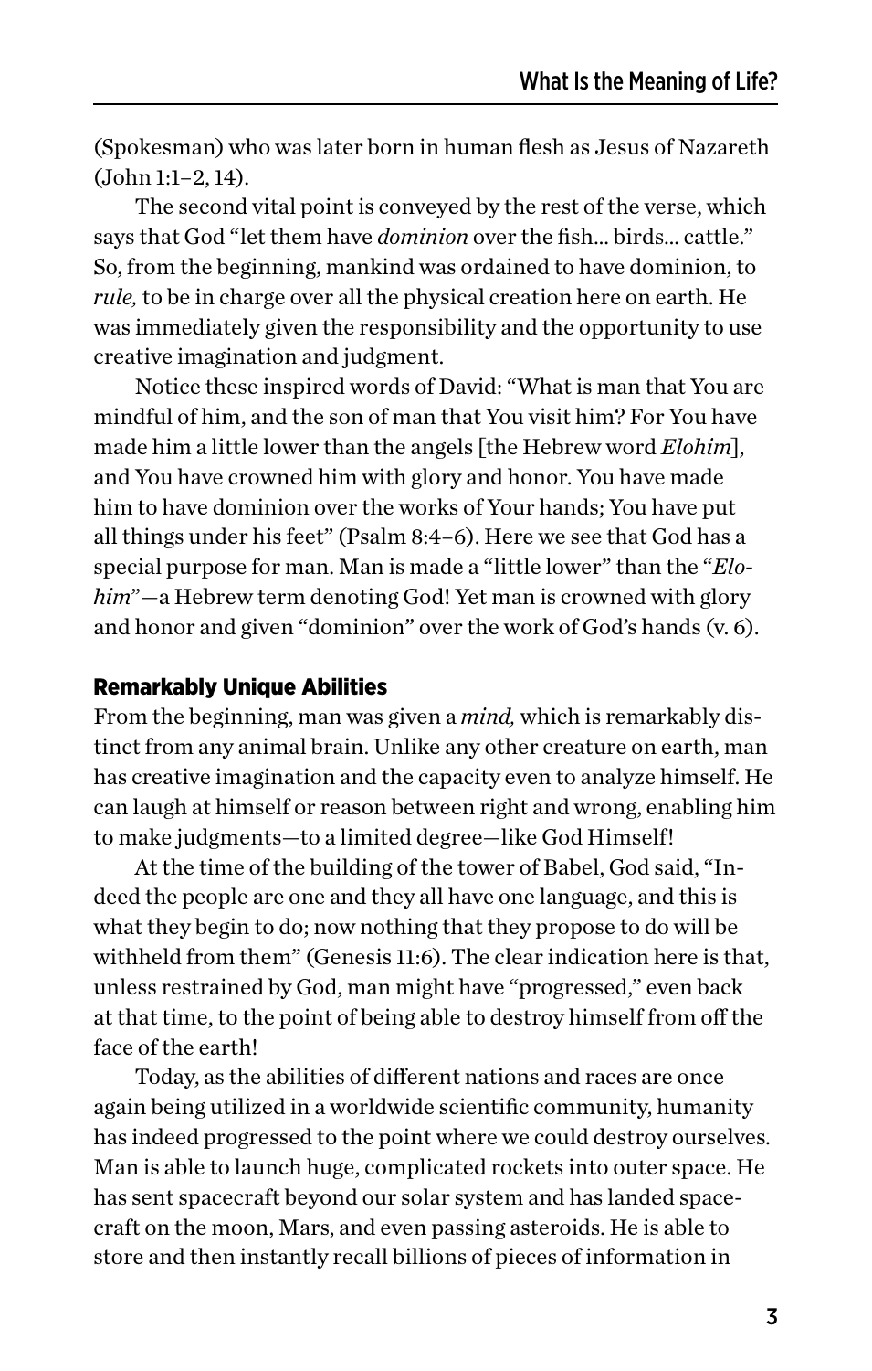(Spokesman) who was later born in human flesh as Jesus of Nazareth (John 1:1–2, 14).

The second vital point is conveyed by the rest of the verse, which says that God "let them have *dominion* over the fish... birds... cattle." So, from the beginning, mankind was ordained to have dominion, to *rule,* to be in charge over all the physical creation here on earth. He was immediately given the responsibility and the opportunity to use creative imagination and judgment.

Notice these inspired words of David: "What is man that You are mindful of him, and the son of man that You visit him? For You have made him a little lower than the angels [the Hebrew word *Elohim*], and You have crowned him with glory and honor. You have made him to have dominion over the works of Your hands; You have put all things under his feet" (Psalm 8:4–6). Here we see that God has a special purpose for man. Man is made a "little lower" than the "*Elohim*"—a Hebrew term denoting God! Yet man is crowned with glory and honor and given "dominion" over the work of God's hands (v. 6).

## Remarkably Unique Abilities

From the beginning, man was given a *mind,* which is remarkably distinct from any animal brain. Unlike any other creature on earth, man has creative imagination and the capacity even to analyze himself. He can laugh at himself or reason between right and wrong, enabling him to make judgments—to a limited degree—like God Himself!

At the time of the building of the tower of Babel, God said, "Indeed the people are one and they all have one language, and this is what they begin to do; now nothing that they propose to do will be withheld from them" (Genesis 11:6). The clear indication here is that, unless restrained by God, man might have "progressed," even back at that time, to the point of being able to destroy himself from off the face of the earth!

Today, as the abilities of different nations and races are once again being utilized in a worldwide scientific community, humanity has indeed progressed to the point where we could destroy ourselves. Man is able to launch huge, complicated rockets into outer space. He has sent spacecraft beyond our solar system and has landed spacecraft on the moon, Mars, and even passing asteroids. He is able to store and then instantly recall billions of pieces of information in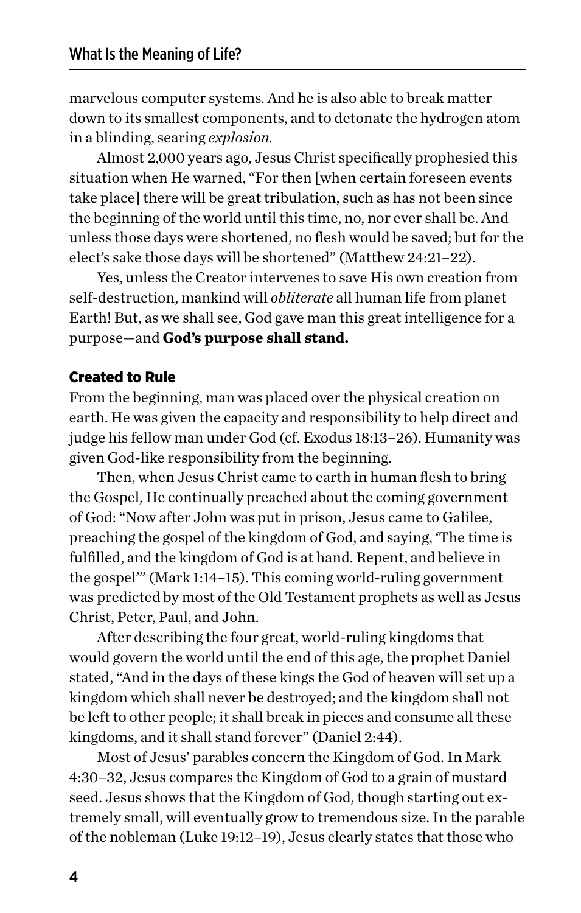marvelous computer systems. And he is also able to break matter down to its smallest components, and to detonate the hydrogen atom in a blinding, searing *explosion*.

Almost 2,000 years ago, Jesus Christ specifically prophesied this situation when He warned, "For then [when certain foreseen events take place] there will be great tribulation, such as has not been since the beginning of the world until this time, no, nor ever shall be. And unless those days were shortened, no flesh would be saved; but for the elect's sake those days will be shortened" (Matthew 24:21–22).

Yes, unless the Creator intervenes to save His own creation from self-destruction, mankind will *obliterate* all human life from planet Earth! But, as we shall see, God gave man this great intelligence for a purpose—and **God's purpose shall stand.**

### Created to Rule

From the beginning, man was placed over the physical creation on earth. He was given the capacity and responsibility to help direct and judge his fellow man under God (cf. Exodus 18:13–26). Humanity was given God-like responsibility from the beginning.

Then, when Jesus Christ came to earth in human flesh to bring the Gospel, He continually preached about the coming government of God: "Now after John was put in prison, Jesus came to Galilee, preaching the gospel of the kingdom of God, and saying, 'The time is fulfilled, and the kingdom of God is at hand. Repent, and believe in the gospel'" (Mark 1:14–15). This coming world-ruling government was predicted by most of the Old Testament prophets as well as Jesus Christ, Peter, Paul, and John.

After describing the four great, world-ruling kingdoms that would govern the world until the end of this age, the prophet Daniel stated, "And in the days of these kings the God of heaven will set up a kingdom which shall never be destroyed; and the kingdom shall not be left to other people; it shall break in pieces and consume all these kingdoms, and it shall stand forever" (Daniel 2:44).

Most of Jesus' parables concern the Kingdom of God. In Mark 4:30–32, Jesus compares the Kingdom of God to a grain of mustard seed. Jesus shows that the Kingdom of God, though starting out extremely small, will eventually grow to tremendous size. In the parable of the nobleman (Luke 19:12–19), Jesus clearly states that those who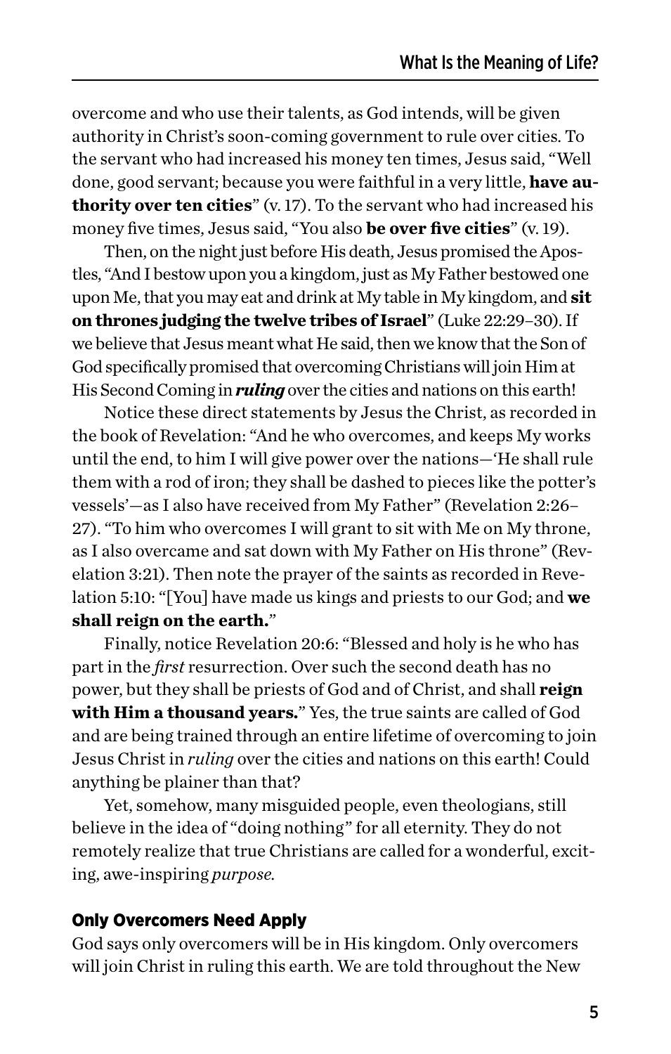overcome and who use their talents, as God intends, will be given authority in Christ's soon-coming government to rule over cities. To the servant who had increased his money ten times, Jesus said, "Well done, good servant; because you were faithful in a very little, **have authority over ten cities**" (v. 17). To the servant who had increased his money five times, Jesus said, "You also **be over five cities**" (v. 19).

Then, on the night just before His death, Jesus promised the Apostles, "And I bestow upon you a kingdom, just as My Father bestowed one upon Me, that you may eat and drink at My table in My kingdom, and **sit on thrones judging the twelve tribes of Israel**" (Luke 22:29–30). If we believe that Jesus meant what He said, then we know that the Son of God specifically promised that overcoming Christians will join Him at His Second Coming in ***ruling*** over the cities and nations on this earth!

Notice these direct statements by Jesus the Christ, as recorded in the book of Revelation: "And he who overcomes, and keeps My works until the end, to him I will give power over the nations—'He shall rule them with a rod of iron; they shall be dashed to pieces like the potter's vessels'—as I also have received from My Father" (Revelation 2:26–27). "To him who overcomes I will grant to sit with Me on My throne, as I also overcame and sat down with My Father on His throne" (Revelation 3:21). Then note the prayer of the saints as recorded in Revelation 5:10: "[You] have made us kings and priests to our God; and **we shall reign on the earth.**"

Finally, notice Revelation 20:6: "Blessed and holy is he who has part in the *first* resurrection. Over such the second death has no power, but they shall be priests of God and of Christ, and shall **reign with Him a thousand years.**" Yes, the true saints are called of God and are being trained through an entire lifetime of overcoming to join Jesus Christ in *ruling* over the cities and nations on this earth! Could anything be plainer than that?

Yet, somehow, many misguided people, even theologians, still believe in the idea of "doing nothing" for all eternity. They do not remotely realize that true Christians are called for a wonderful, exciting, awe-inspiring *purpose*.

### Only Overcomers Need Apply

God says only overcomers will be in His kingdom. Only overcomers will join Christ in ruling this earth. We are told throughout the New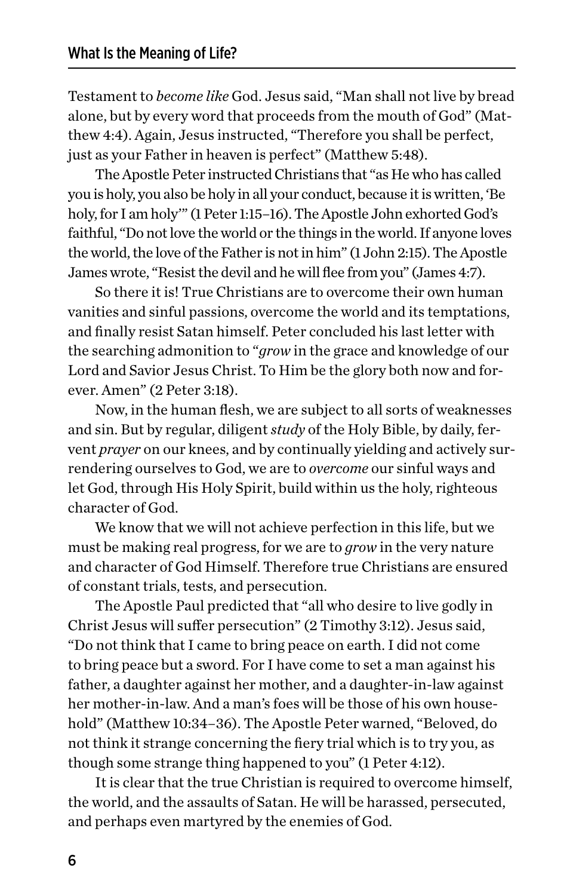Testament to *become like* God. Jesus said, "Man shall not live by bread alone, but by every word that proceeds from the mouth of God" (Matthew 4:4). Again, Jesus instructed, "Therefore you shall be perfect, just as your Father in heaven is perfect" (Matthew 5:48).

The Apostle Peter instructed Christians that "as He who has called you is holy, you also be holy in all your conduct, because it is written, 'Be holy, for I am holy'" (1 Peter 1:15–16). The Apostle John exhorted God's faithful, "Do not love the world or the things in the world. If anyone loves the world, the love of the Father is not in him" (1 John 2:15). The Apostle James wrote, "Resist the devil and he will flee from you" (James 4:7).

So there it is! True Christians are to overcome their own human vanities and sinful passions, overcome the world and its temptations, and finally resist Satan himself. Peter concluded his last letter with the searching admonition to "*grow* in the grace and knowledge of our Lord and Savior Jesus Christ. To Him be the glory both now and forever. Amen" (2 Peter 3:18).

Now, in the human flesh, we are subject to all sorts of weaknesses and sin. But by regular, diligent *study* of the Holy Bible, by daily, fervent *prayer* on our knees, and by continually yielding and actively surrendering ourselves to God, we are to *overcome* our sinful ways and let God, through His Holy Spirit, build within us the holy, righteous character of God.

We know that we will not achieve perfection in this life, but we must be making real progress, for we are to *grow* in the very nature and character of God Himself. Therefore true Christians are ensured of constant trials, tests, and persecution.

The Apostle Paul predicted that "all who desire to live godly in Christ Jesus will suffer persecution" (2 Timothy 3:12). Jesus said, "Do not think that I came to bring peace on earth. I did not come to bring peace but a sword. For I have come to set a man against his father, a daughter against her mother, and a daughter-in-law against her mother-in-law. And a man's foes will be those of his own household" (Matthew 10:34–36). The Apostle Peter warned, "Beloved, do not think it strange concerning the fiery trial which is to try you, as though some strange thing happened to you" (1 Peter 4:12).

It is clear that the true Christian is required to overcome himself, the world, and the assaults of Satan. He will be harassed, persecuted, and perhaps even martyred by the enemies of God.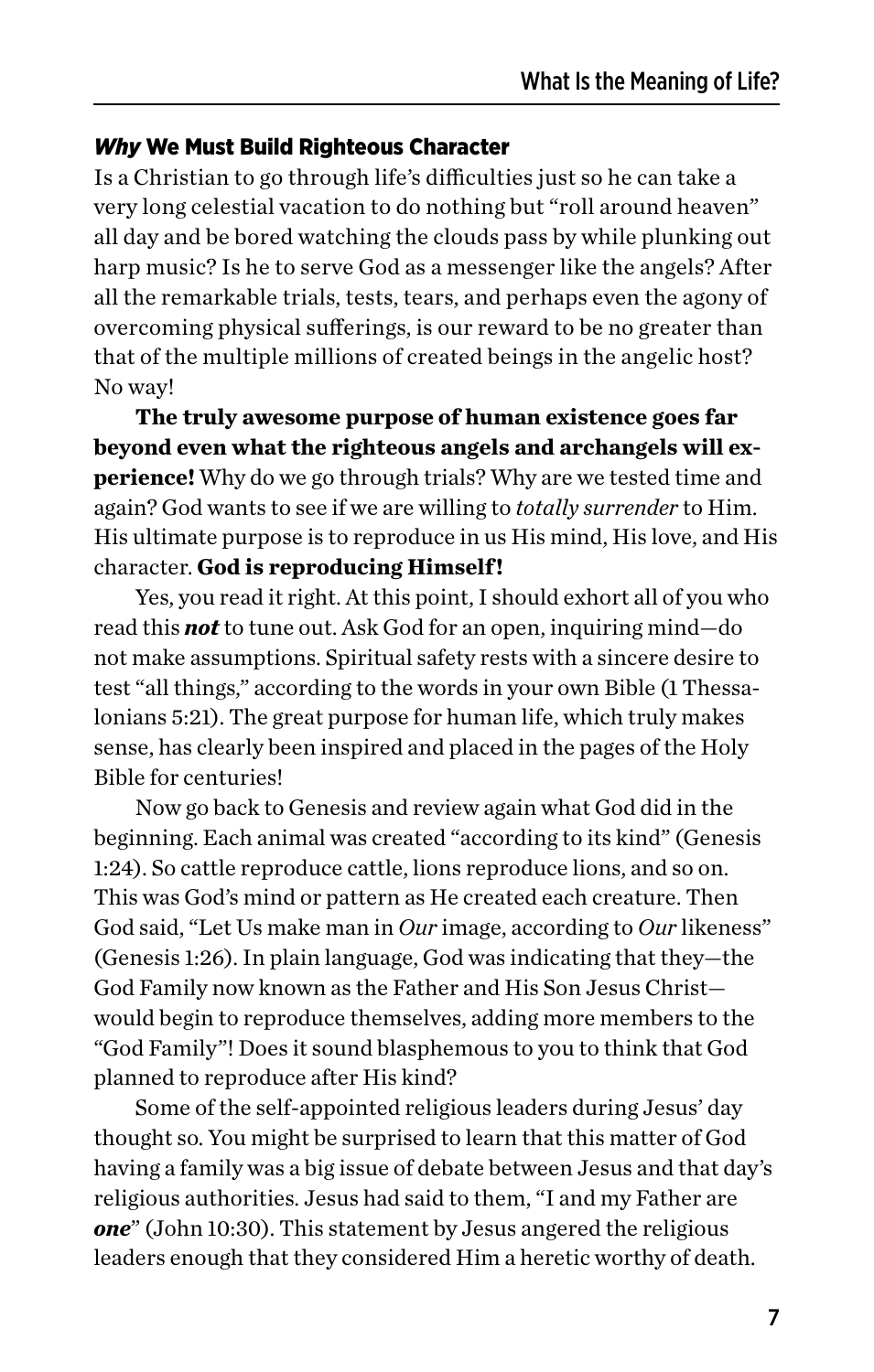### *Why* We Must Build Righteous Character

Is a Christian to go through life's difficulties just so he can take a very long celestial vacation to do nothing but "roll around heaven" all day and be bored watching the clouds pass by while plunking out harp music? Is he to serve God as a messenger like the angels? After all the remarkable trials, tests, tears, and perhaps even the agony of overcoming physical sufferings, is our reward to be no greater than that of the multiple millions of created beings in the angelic host? No way!

**The truly awesome purpose of human existence goes far beyond even what the righteous angels and archangels will experience!** Why do we go through trials? Why are we tested time and again? God wants to see if we are willing to *totally surrender* to Him. His ultimate purpose is to reproduce in us His mind, His love, and His character. **God is reproducing Himself!**

Yes, you read it right. At this point, I should exhort all of you who read this ***not*** to tune out. Ask God for an open, inquiring mind—do not make assumptions. Spiritual safety rests with a sincere desire to test "all things," according to the words in your own Bible (1 Thessalonians 5:21). The great purpose for human life, which truly makes sense, has clearly been inspired and placed in the pages of the Holy Bible for centuries!

Now go back to Genesis and review again what God did in the beginning. Each animal was created "according to its kind" (Genesis 1:24). So cattle reproduce cattle, lions reproduce lions, and so on. This was God's mind or pattern as He created each creature. Then God said, "Let Us make man in *Our* image, according to *Our* likeness" (Genesis 1:26). In plain language, God was indicating that they—the God Family now known as the Father and His Son Jesus Christ—would begin to reproduce themselves, adding more members to the "God Family"! Does it sound blasphemous to you to think that God planned to reproduce after His kind?

Some of the self-appointed religious leaders during Jesus' day thought so. You might be surprised to learn that this matter of God having a family was a big issue of debate between Jesus and that day's religious authorities. Jesus had said to them, "I and my Father are ***one***" (John 10:30). This statement by Jesus angered the religious leaders enough that they considered Him a heretic worthy of death.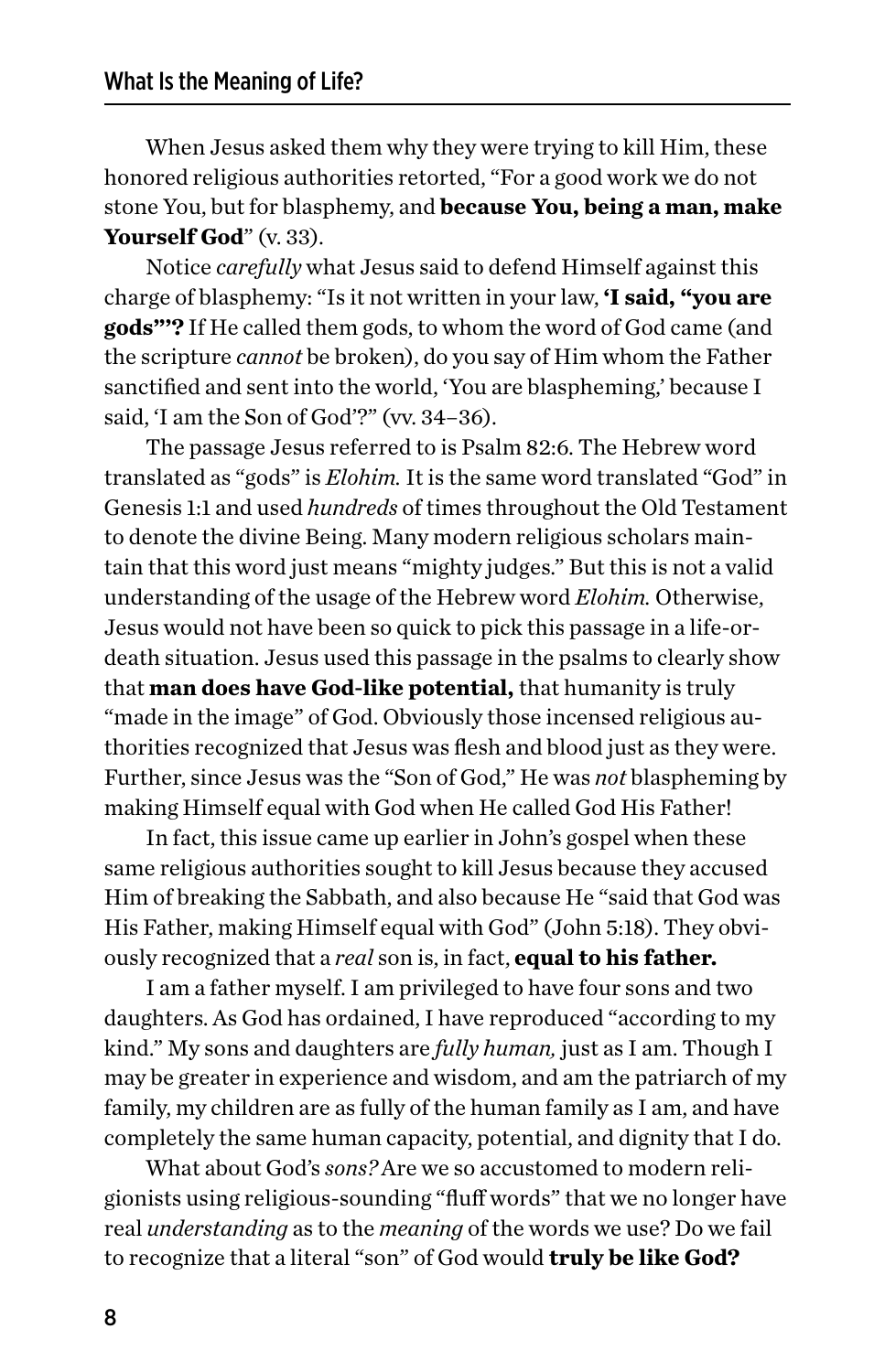When Jesus asked them why they were trying to kill Him, these honored religious authorities retorted, "For a good work we do not stone You, but for blasphemy, and **because You, being a man, make Yourself God**" (v. 33).

Notice *carefully* what Jesus said to defend Himself against this charge of blasphemy: "Is it not written in your law, **'I said, "you are gods"'?** If He called them gods, to whom the word of God came (and the scripture *cannot* be broken), do you say of Him whom the Father sanctified and sent into the world, 'You are blaspheming,' because I said, 'I am the Son of God'?" (vv. 34–36).

The passage Jesus referred to is Psalm 82:6. The Hebrew word translated as "gods" is *Elohim.* It is the same word translated "God" in Genesis 1:1 and used *hundreds* of times throughout the Old Testament to denote the divine Being. Many modern religious scholars maintain that this word just means "mighty judges." But this is not a valid understanding of the usage of the Hebrew word *Elohim.* Otherwise, Jesus would not have been so quick to pick this passage in a life-or-death situation. Jesus used this passage in the psalms to clearly show that **man does have God-like potential,** that humanity is truly "made in the image" of God. Obviously those incensed religious authorities recognized that Jesus was flesh and blood just as they were. Further, since Jesus was the "Son of God," He was *not* blaspheming by making Himself equal with God when He called God His Father!

In fact, this issue came up earlier in John's gospel when these same religious authorities sought to kill Jesus because they accused Him of breaking the Sabbath, and also because He "said that God was His Father, making Himself equal with God" (John 5:18). They obviously recognized that a *real* son is, in fact, **equal to his father.**

I am a father myself. I am privileged to have four sons and two daughters. As God has ordained, I have reproduced "according to my kind." My sons and daughters are *fully human,* just as I am. Though I may be greater in experience and wisdom, and am the patriarch of my family, my children are as fully of the human family as I am, and have completely the same human capacity, potential, and dignity that I do.

What about God's *sons?* Are we so accustomed to modern religionists using religious-sounding "fluff words" that we no longer have real *understanding* as to the *meaning* of the words we use? Do we fail to recognize that a literal "son" of God would **truly be like God?**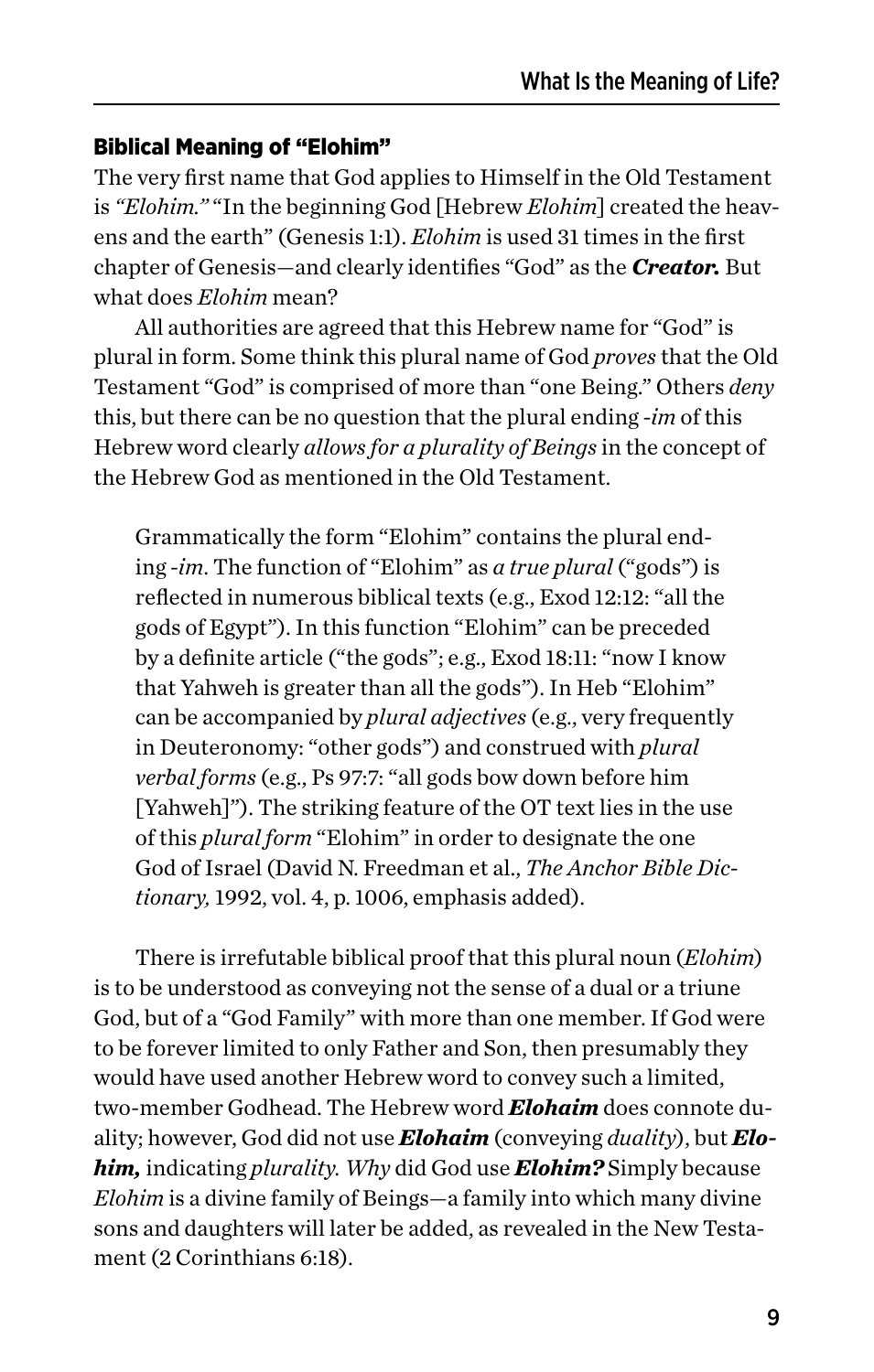## Biblical Meaning of "Elohim"

The very first name that God applies to Himself in the Old Testament is *"Elohim."* "In the beginning God [Hebrew *Elohim*] created the heavens and the earth" (Genesis 1:1). *Elohim* is used 31 times in the first chapter of Genesis—and clearly identifies "God" as the ***Creator.*** But what does *Elohim* mean?

All authorities are agreed that this Hebrew name for "God" is plural in form. Some think this plural name of God *proves* that the Old Testament "God" is comprised of more than "one Being." Others *deny* this, but there can be no question that the plural ending -*im* of this Hebrew word clearly *allows for a plurality of Beings* in the concept of the Hebrew God as mentioned in the Old Testament.

> Grammatically the form "Elohim" contains the plural ending -*im*. The function of "Elohim" as *a true plural* ("gods") is reflected in numerous biblical texts (e.g., Exod 12:12: "all the gods of Egypt"). In this function "Elohim" can be preceded by a definite article ("the gods"; e.g., Exod 18:11: "now I know that Yahweh is greater than all the gods"). In Heb "Elohim" can be accompanied by *plural adjectives* (e.g., very frequently in Deuteronomy: "other gods") and construed with *plural verbal forms* (e.g., Ps 97:7: "all gods bow down before him [Yahweh]"). The striking feature of the OT text lies in the use of this *plural form* "Elohim" in order to designate the one God of Israel (David N. Freedman et al., *The Anchor Bible Dictionary,* 1992, vol. 4, p. 1006, emphasis added).

There is irrefutable biblical proof that this plural noun (*Elohim*) is to be understood as conveying not the sense of a dual or a triune God, but of a "God Family" with more than one member. If God were to be forever limited to only Father and Son, then presumably they would have used another Hebrew word to convey such a limited, two-member Godhead. The Hebrew word ***Elohaim*** does connote duality; however, God did not use ***Elohaim*** (conveying *duality*), but ***Elohim,*** indicating *plurality. Why* did God use ***Elohim?*** Simply because *Elohim* is a divine family of Beings—a family into which many divine sons and daughters will later be added, as revealed in the New Testament (2 Corinthians 6:18).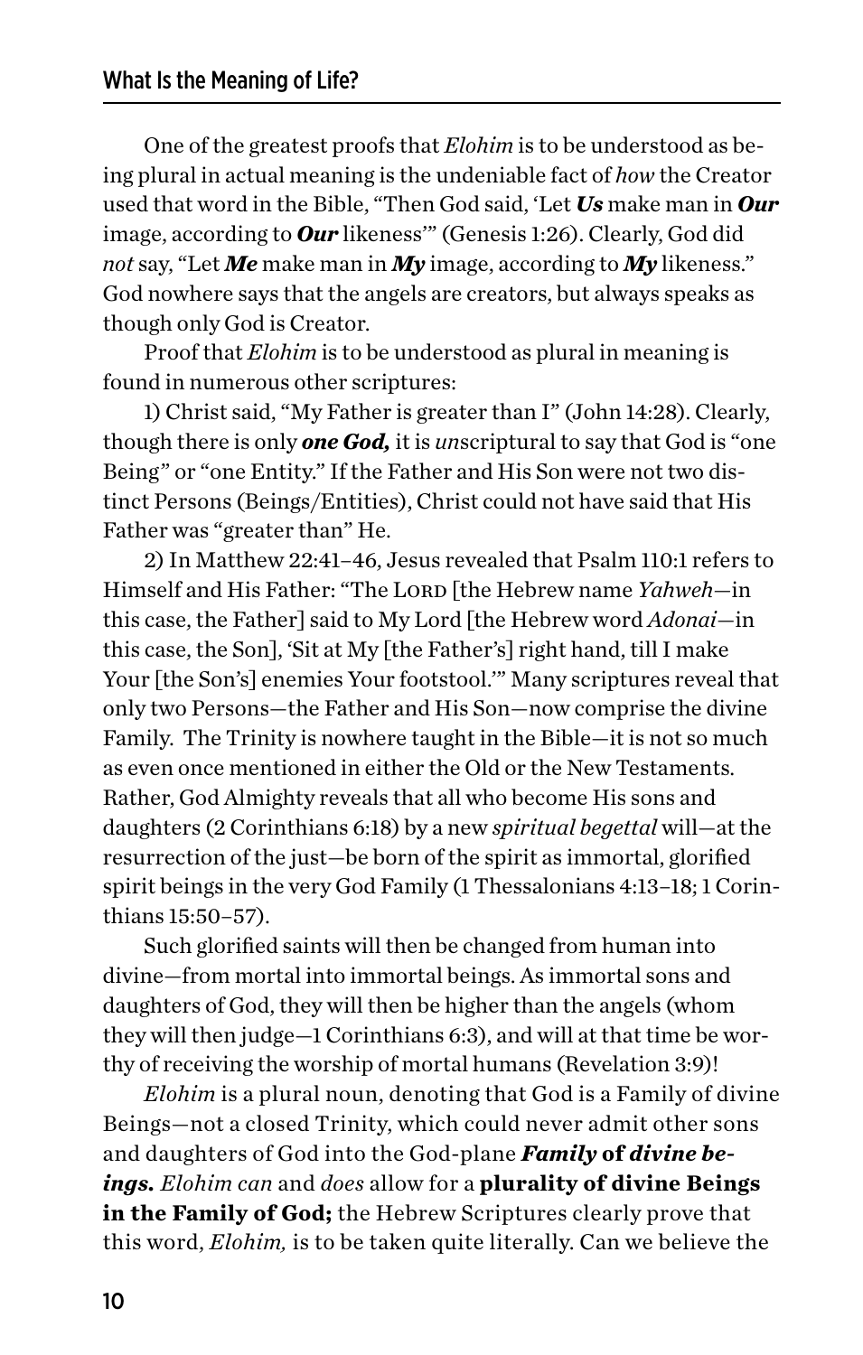One of the greatest proofs that *Elohim* is to be understood as being plural in actual meaning is the undeniable fact of *how* the Creator used that word in the Bible, "Then God said, 'Let ***Us*** make man in ***Our*** image, according to ***Our*** likeness'" (Genesis 1:26). Clearly, God did *not* say, "Let ***Me*** make man in ***My*** image, according to ***My*** likeness." God nowhere says that the angels are creators, but always speaks as though only God is Creator.

Proof that *Elohim* is to be understood as plural in meaning is found in numerous other scriptures:

1) Christ said, "My Father is greater than I" (John 14:28). Clearly, though there is only ***one God,*** it is *un*scriptural to say that God is "one Being" or "one Entity." If the Father and His Son were not two distinct Persons (Beings/Entities), Christ could not have said that His Father was "greater than" He.

2) In Matthew 22:41–46, Jesus revealed that Psalm 110:1 refers to Himself and His Father: "The LORD [the Hebrew name *Yahweh*—in this case, the Father] said to My Lord [the Hebrew word *Adonai*—in this case, the Son], 'Sit at My [the Father's] right hand, till I make Your [the Son's] enemies Your footstool.'" Many scriptures reveal that only two Persons—the Father and His Son—now comprise the divine Family. The Trinity is nowhere taught in the Bible—it is not so much as even once mentioned in either the Old or the New Testaments. Rather, God Almighty reveals that all who become His sons and daughters (2 Corinthians 6:18) by a new *spiritual begettal* will—at the resurrection of the just—be born of the spirit as immortal, glorified spirit beings in the very God Family (1 Thessalonians 4:13–18; 1 Corinthians 15:50–57).

Such glorified saints will then be changed from human into divine—from mortal into immortal beings. As immortal sons and daughters of God, they will then be higher than the angels (whom they will then judge—1 Corinthians 6:3), and will at that time be worthy of receiving the worship of mortal humans (Revelation 3:9)!

*Elohim* is a plural noun, denoting that God is a Family of divine Beings—not a closed Trinity, which could never admit other sons and daughters of God into the God-plane ***Family*** **of** ***divine beings.*** *Elohim can* and *does* allow for a **plurality of divine Beings in the Family of God;** the Hebrew Scriptures clearly prove that this word, *Elohim,* is to be taken quite literally. Can we believe the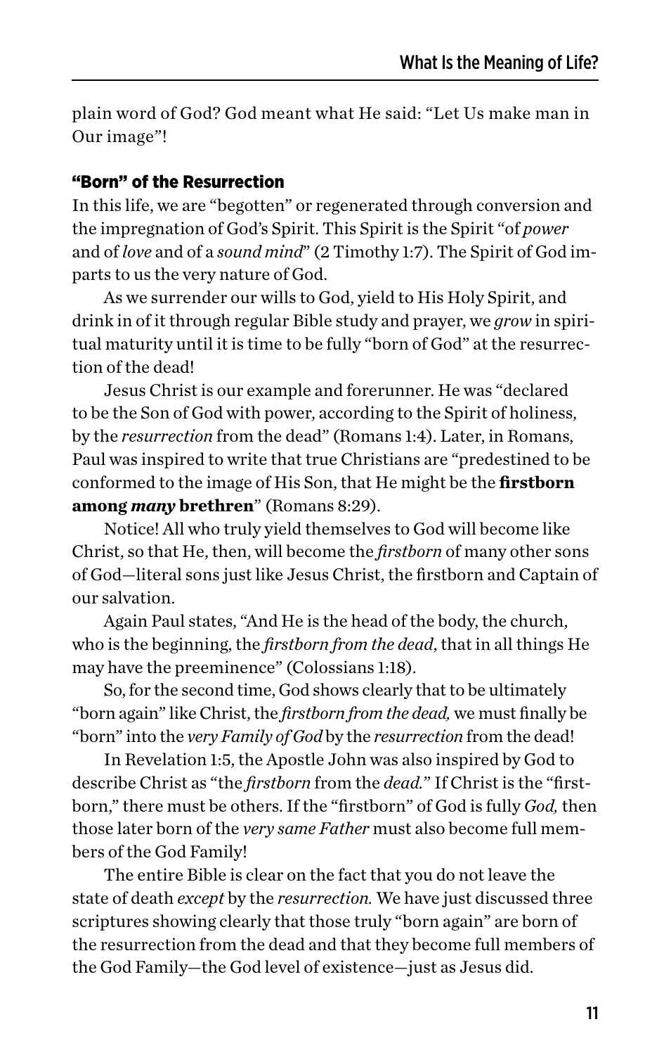plain word of God? God meant what He said: "Let Us make man in Our image"!

### "Born" of the Resurrection

In this life, we are "begotten" or regenerated through conversion and the impregnation of God's Spirit. This Spirit is the Spirit "of *power* and of *love* and of a *sound mind*" (2 Timothy 1:7). The Spirit of God imparts to us the very nature of God.

As we surrender our wills to God, yield to His Holy Spirit, and drink in of it through regular Bible study and prayer, we *grow* in spiritual maturity until it is time to be fully "born of God" at the resurrection of the dead!

Jesus Christ is our example and forerunner. He was "declared to be the Son of God with power, according to the Spirit of holiness, by the *resurrection* from the dead" (Romans 1:4). Later, in Romans, Paul was inspired to write that true Christians are "predestined to be conformed to the image of His Son, that He might be the **firstborn among *many* brethren**" (Romans 8:29).

Notice! All who truly yield themselves to God will become like Christ, so that He, then, will become the *firstborn* of many other sons of God—literal sons just like Jesus Christ, the firstborn and Captain of our salvation.

Again Paul states, "And He is the head of the body, the church, who is the beginning, the *firstborn from the dead*, that in all things He may have the preeminence" (Colossians 1:18).

So, for the second time, God shows clearly that to be ultimately "born again" like Christ, the *firstborn from the dead,* we must finally be "born" into the *very Family of God* by the *resurrection* from the dead!

In Revelation 1:5, the Apostle John was also inspired by God to describe Christ as "the *firstborn* from the *dead.*" If Christ is the "firstborn," there must be others. If the "firstborn" of God is fully *God,* then those later born of the *very same Father* must also become full members of the God Family!

The entire Bible is clear on the fact that you do not leave the state of death *except* by the *resurrection.* We have just discussed three scriptures showing clearly that those truly "born again" are born of the resurrection from the dead and that they become full members of the God Family—the God level of existence—just as Jesus did.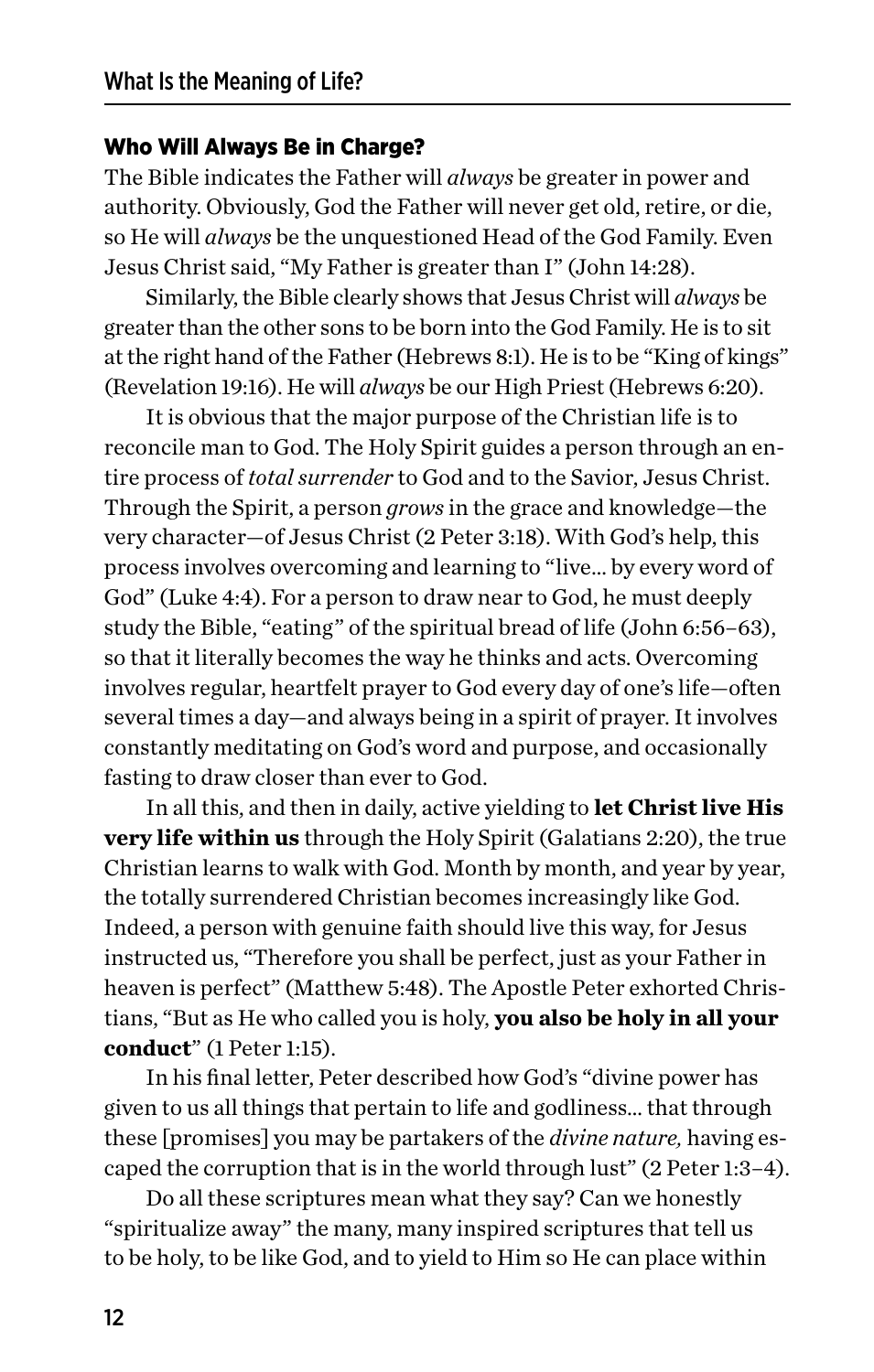### Who Will Always Be in Charge?

The Bible indicates the Father will *always* be greater in power and authority. Obviously, God the Father will never get old, retire, or die, so He will *always* be the unquestioned Head of the God Family. Even Jesus Christ said, "My Father is greater than I" (John 14:28).

Similarly, the Bible clearly shows that Jesus Christ will *always* be greater than the other sons to be born into the God Family. He is to sit at the right hand of the Father (Hebrews 8:1). He is to be "King of kings" (Revelation 19:16). He will *always* be our High Priest (Hebrews 6:20).

It is obvious that the major purpose of the Christian life is to reconcile man to God. The Holy Spirit guides a person through an entire process of *total surrender* to God and to the Savior, Jesus Christ. Through the Spirit, a person *grows* in the grace and knowledge—the very character—of Jesus Christ (2 Peter 3:18). With God's help, this process involves overcoming and learning to "live… by every word of God" (Luke 4:4). For a person to draw near to God, he must deeply study the Bible, "eating" of the spiritual bread of life (John 6:56–63), so that it literally becomes the way he thinks and acts. Overcoming involves regular, heartfelt prayer to God every day of one's life—often several times a day—and always being in a spirit of prayer. It involves constantly meditating on God's word and purpose, and occasionally fasting to draw closer than ever to God.

In all this, and then in daily, active yielding to **let Christ live His very life within us** through the Holy Spirit (Galatians 2:20), the true Christian learns to walk with God. Month by month, and year by year, the totally surrendered Christian becomes increasingly like God. Indeed, a person with genuine faith should live this way, for Jesus instructed us, "Therefore you shall be perfect, just as your Father in heaven is perfect" (Matthew 5:48). The Apostle Peter exhorted Christians, "But as He who called you is holy, **you also be holy in all your conduct**" (1 Peter 1:15).

In his final letter, Peter described how God's "divine power has given to us all things that pertain to life and godliness… that through these [promises] you may be partakers of the *divine nature,* having escaped the corruption that is in the world through lust" (2 Peter 1:3–4).

Do all these scriptures mean what they say? Can we honestly "spiritualize away" the many, many inspired scriptures that tell us to be holy, to be like God, and to yield to Him so He can place within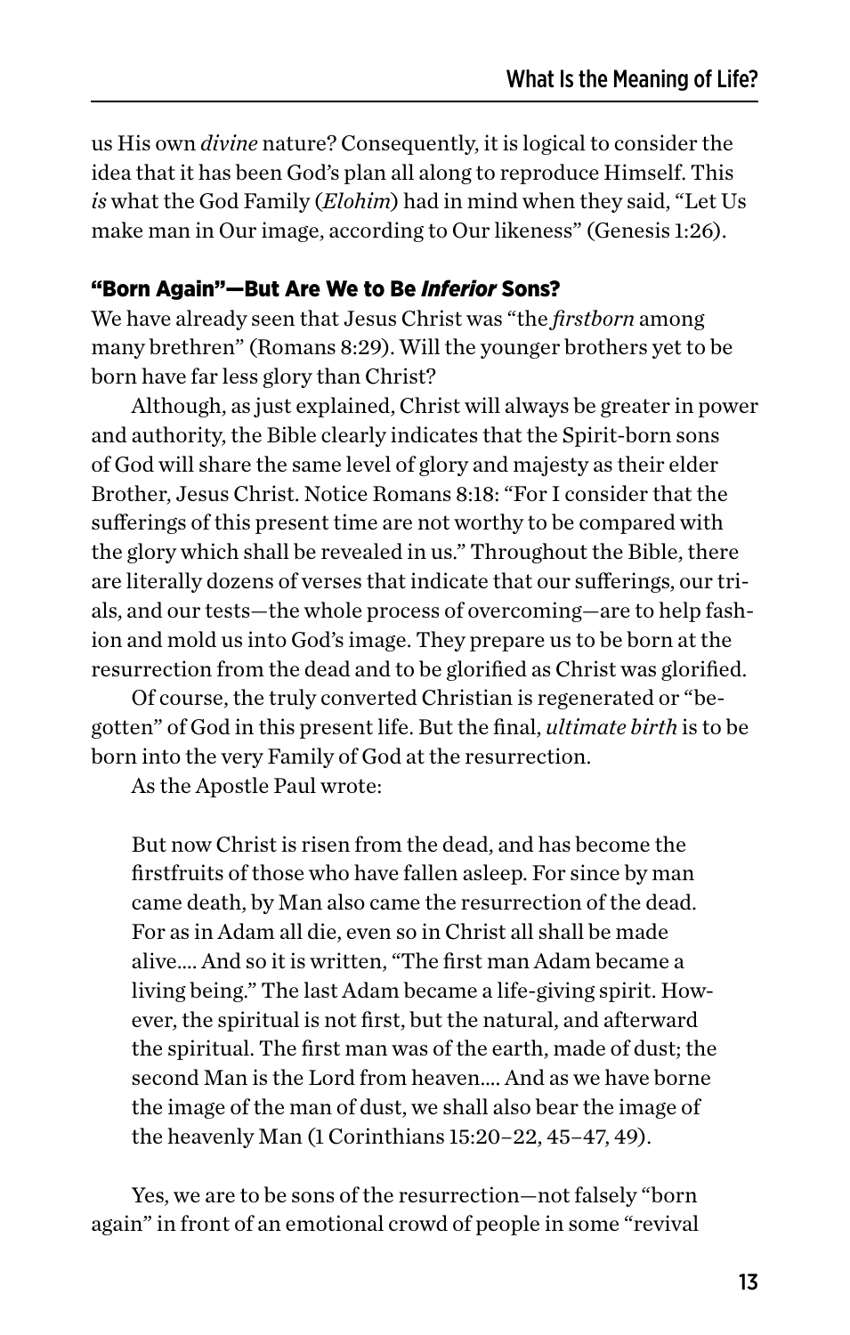us His own *divine* nature? Consequently, it is logical to consider the idea that it has been God's plan all along to reproduce Himself. This *is* what the God Family (*Elohim*) had in mind when they said, "Let Us make man in Our image, according to Our likeness" (Genesis 1:26).

### "Born Again"—But Are We to Be *Inferior* Sons?

We have already seen that Jesus Christ was "the *firstborn* among many brethren" (Romans 8:29). Will the younger brothers yet to be born have far less glory than Christ?

Although, as just explained, Christ will always be greater in power and authority, the Bible clearly indicates that the Spirit-born sons of God will share the same level of glory and majesty as their elder Brother, Jesus Christ. Notice Romans 8:18: "For I consider that the sufferings of this present time are not worthy to be compared with the glory which shall be revealed in us." Throughout the Bible, there are literally dozens of verses that indicate that our sufferings, our trials, and our tests—the whole process of overcoming—are to help fashion and mold us into God's image. They prepare us to be born at the resurrection from the dead and to be glorified as Christ was glorified.

Of course, the truly converted Christian is regenerated or "begotten" of God in this present life. But the final, *ultimate birth* is to be born into the very Family of God at the resurrection.

As the Apostle Paul wrote:

> But now Christ is risen from the dead, and has become the firstfruits of those who have fallen asleep. For since by man came death, by Man also came the resurrection of the dead. For as in Adam all die, even so in Christ all shall be made alive.... And so it is written, "The first man Adam became a living being." The last Adam became a life-giving spirit. However, the spiritual is not first, but the natural, and afterward the spiritual. The first man was of the earth, made of dust; the second Man is the Lord from heaven.... And as we have borne the image of the man of dust, we shall also bear the image of the heavenly Man (1 Corinthians 15:20–22, 45–47, 49).

Yes, we are to be sons of the resurrection—not falsely "born again" in front of an emotional crowd of people in some "revival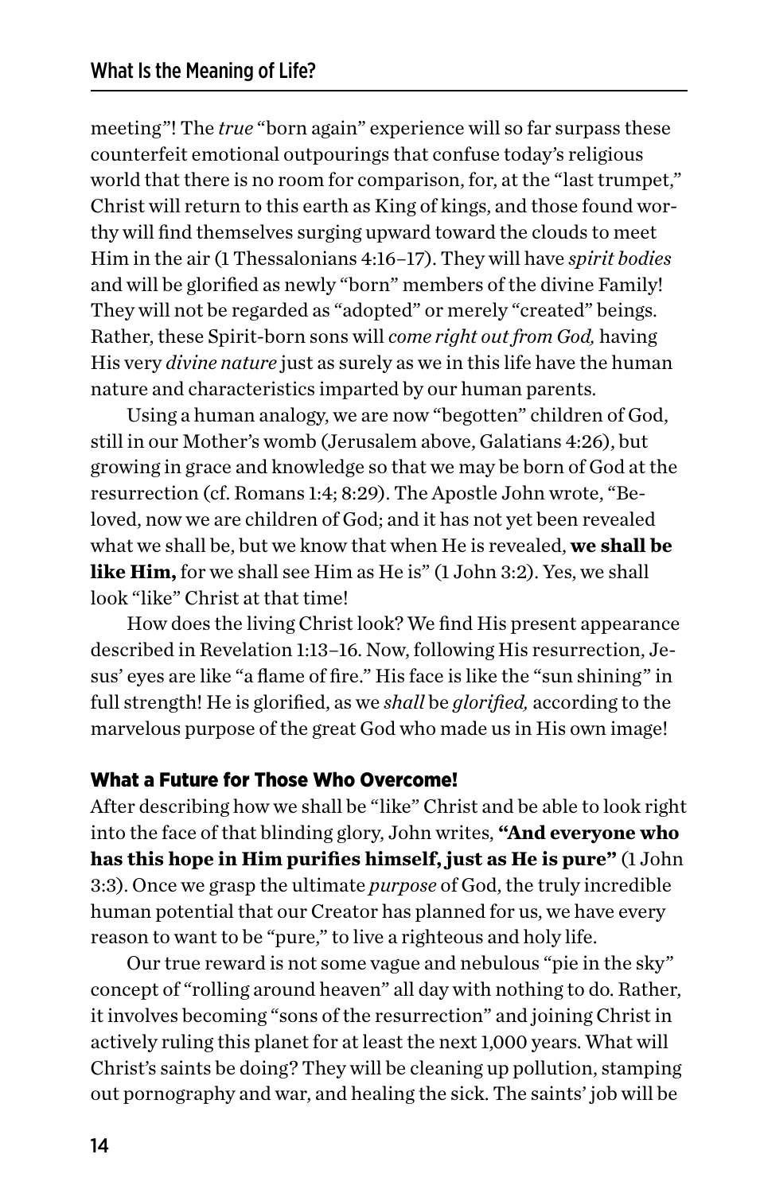meeting"! The *true* "born again" experience will so far surpass these counterfeit emotional outpourings that confuse today's religious world that there is no room for comparison, for, at the "last trumpet," Christ will return to this earth as King of kings, and those found worthy will find themselves surging upward toward the clouds to meet Him in the air (1 Thessalonians 4:16–17). They will have *spirit bodies* and will be glorified as newly "born" members of the divine Family! They will not be regarded as "adopted" or merely "created" beings. Rather, these Spirit-born sons will *come right out from God,* having His very *divine nature* just as surely as we in this life have the human nature and characteristics imparted by our human parents.

Using a human analogy, we are now "begotten" children of God, still in our Mother's womb (Jerusalem above, Galatians 4:26), but growing in grace and knowledge so that we may be born of God at the resurrection (cf. Romans 1:4; 8:29). The Apostle John wrote, "Beloved, now we are children of God; and it has not yet been revealed what we shall be, but we know that when He is revealed, **we shall be like Him,** for we shall see Him as He is" (1 John 3:2). Yes, we shall look "like" Christ at that time!

How does the living Christ look? We find His present appearance described in Revelation 1:13–16. Now, following His resurrection, Jesus' eyes are like "a flame of fire." His face is like the "sun shining" in full strength! He is glorified, as we *shall* be *glorified,* according to the marvelous purpose of the great God who made us in His own image!

## What a Future for Those Who Overcome!

After describing how we shall be "like" Christ and be able to look right into the face of that blinding glory, John writes, **"And everyone who has this hope in Him purifies himself, just as He is pure"** (1 John 3:3). Once we grasp the ultimate *purpose* of God, the truly incredible human potential that our Creator has planned for us, we have every reason to want to be "pure," to live a righteous and holy life.

Our true reward is not some vague and nebulous "pie in the sky" concept of "rolling around heaven" all day with nothing to do. Rather, it involves becoming "sons of the resurrection" and joining Christ in actively ruling this planet for at least the next 1,000 years. What will Christ's saints be doing? They will be cleaning up pollution, stamping out pornography and war, and healing the sick. The saints' job will be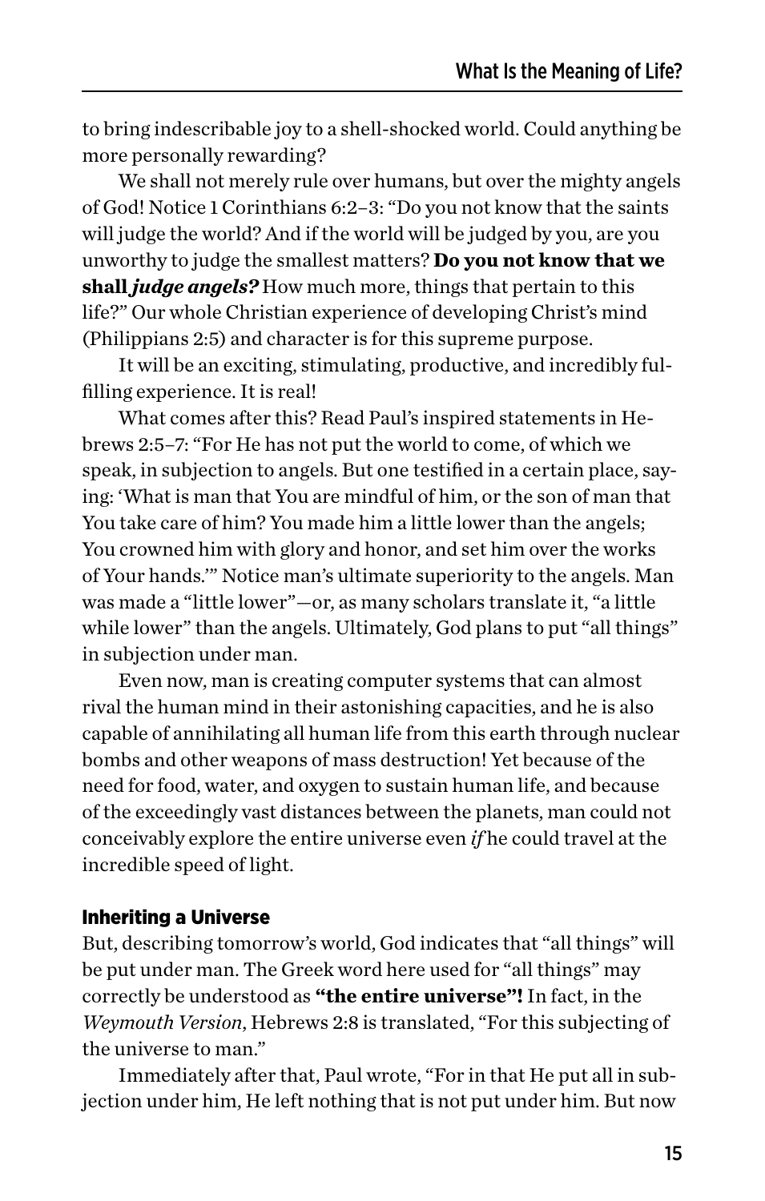to bring indescribable joy to a shell-shocked world. Could anything be more personally rewarding?

We shall not merely rule over humans, but over the mighty angels of God! Notice 1 Corinthians 6:2–3: "Do you not know that the saints will judge the world? And if the world will be judged by you, are you unworthy to judge the smallest matters? **Do you not know that we shall *judge angels?*** How much more, things that pertain to this life?" Our whole Christian experience of developing Christ's mind (Philippians 2:5) and character is for this supreme purpose.

It will be an exciting, stimulating, productive, and incredibly fulfilling experience. It is real!

What comes after this? Read Paul's inspired statements in Hebrews 2:5–7: "For He has not put the world to come, of which we speak, in subjection to angels. But one testified in a certain place, saying: 'What is man that You are mindful of him, or the son of man that You take care of him? You made him a little lower than the angels; You crowned him with glory and honor, and set him over the works of Your hands.'" Notice man's ultimate superiority to the angels. Man was made a "little lower"—or, as many scholars translate it, "a little while lower" than the angels. Ultimately, God plans to put "all things" in subjection under man.

Even now, man is creating computer systems that can almost rival the human mind in their astonishing capacities, and he is also capable of annihilating all human life from this earth through nuclear bombs and other weapons of mass destruction! Yet because of the need for food, water, and oxygen to sustain human life, and because of the exceedingly vast distances between the planets, man could not conceivably explore the entire universe even *if* he could travel at the incredible speed of light.

### Inheriting a Universe

But, describing tomorrow's world, God indicates that "all things" will be put under man. The Greek word here used for "all things" may correctly be understood as **"the entire universe"!** In fact, in the *Weymouth Version,* Hebrews 2:8 is translated, "For this subjecting of the universe to man."

Immediately after that, Paul wrote, "For in that He put all in subjection under him, He left nothing that is not put under him. But now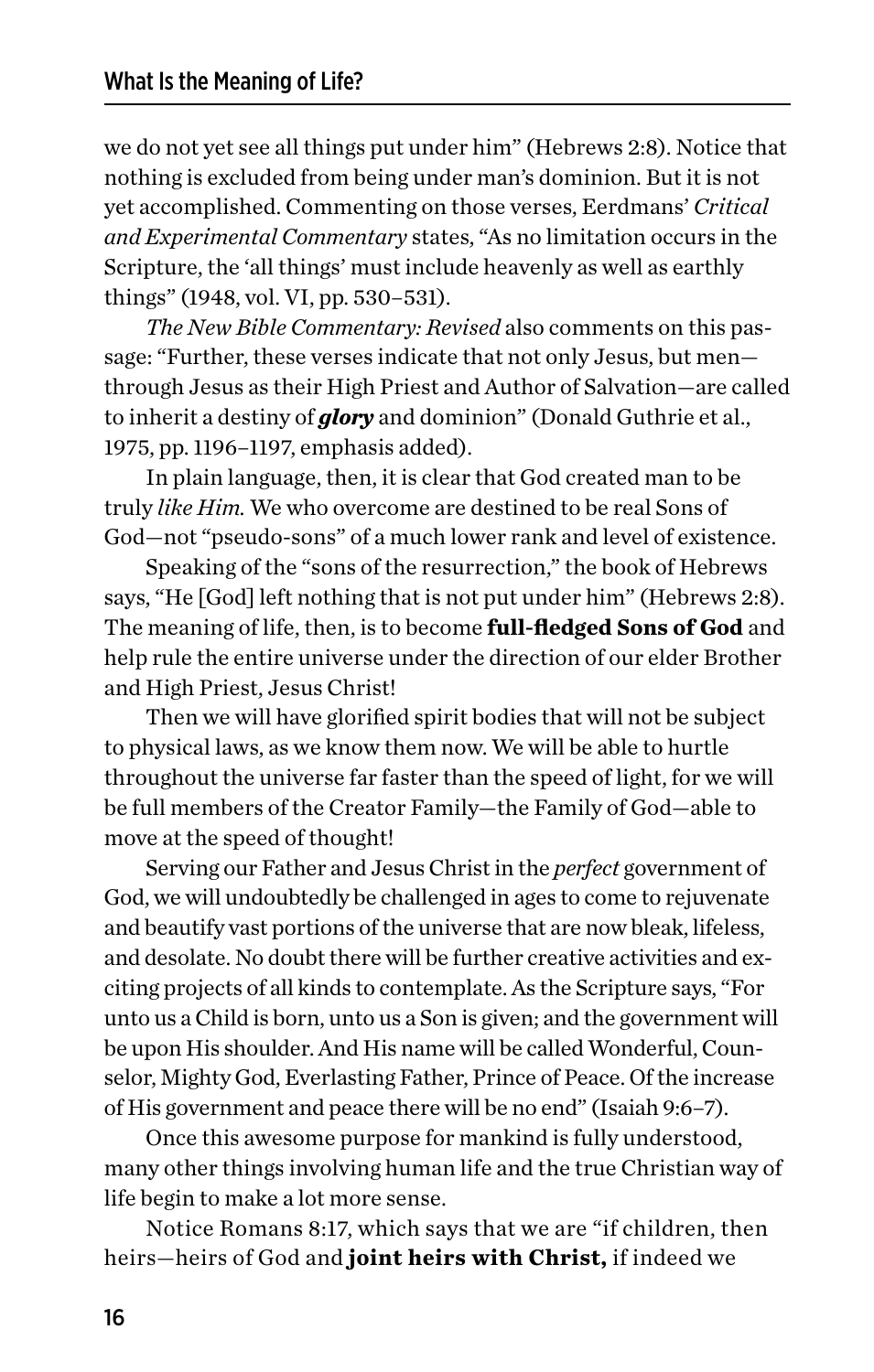we do not yet see all things put under him" (Hebrews 2:8). Notice that nothing is excluded from being under man's dominion. But it is not yet accomplished. Commenting on those verses, Eerdmans' *Critical and Experimental Commentary* states, "As no limitation occurs in the Scripture, the 'all things' must include heavenly as well as earthly things" (1948, vol. VI, pp. 530–531).

*The New Bible Commentary: Revised* also comments on this passage: "Further, these verses indicate that not only Jesus, but men—through Jesus as their High Priest and Author of Salvation—are called to inherit a destiny of ***glory*** and dominion" (Donald Guthrie et al., 1975, pp. 1196–1197, emphasis added).

In plain language, then, it is clear that God created man to be truly *like Him.* We who overcome are destined to be real Sons of God—not "pseudo-sons" of a much lower rank and level of existence.

Speaking of the "sons of the resurrection," the book of Hebrews says, "He [God] left nothing that is not put under him" (Hebrews 2:8). The meaning of life, then, is to become **full-fledged Sons of God** and help rule the entire universe under the direction of our elder Brother and High Priest, Jesus Christ!

Then we will have glorified spirit bodies that will not be subject to physical laws, as we know them now. We will be able to hurtle throughout the universe far faster than the speed of light, for we will be full members of the Creator Family—the Family of God—able to move at the speed of thought!

Serving our Father and Jesus Christ in the *perfect* government of God, we will undoubtedly be challenged in ages to come to rejuvenate and beautify vast portions of the universe that are now bleak, lifeless, and desolate. No doubt there will be further creative activities and exciting projects of all kinds to contemplate. As the Scripture says, "For unto us a Child is born, unto us a Son is given; and the government will be upon His shoulder. And His name will be called Wonderful, Counselor, Mighty God, Everlasting Father, Prince of Peace. Of the increase of His government and peace there will be no end" (Isaiah 9:6–7).

Once this awesome purpose for mankind is fully understood, many other things involving human life and the true Christian way of life begin to make a lot more sense.

Notice Romans 8:17, which says that we are "if children, then heirs—heirs of God and **joint heirs with Christ,** if indeed we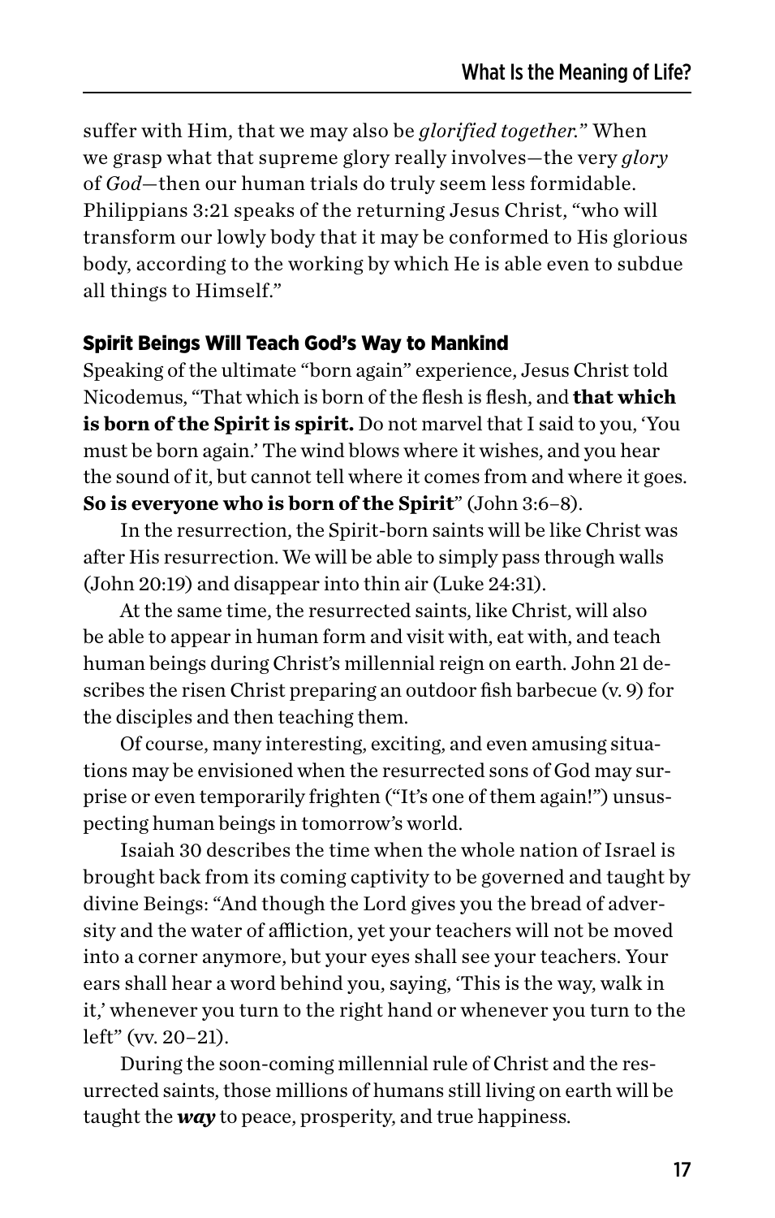suffer with Him, that we may also be *glorified together.*" When we grasp what that supreme glory really involves—the very *glory* of *God*—then our human trials do truly seem less formidable. Philippians 3:21 speaks of the returning Jesus Christ, "who will transform our lowly body that it may be conformed to His glorious body, according to the working by which He is able even to subdue all things to Himself."

### Spirit Beings Will Teach God's Way to Mankind

Speaking of the ultimate "born again" experience, Jesus Christ told Nicodemus, "That which is born of the flesh is flesh, and **that which is born of the Spirit is spirit.** Do not marvel that I said to you, 'You must be born again.' The wind blows where it wishes, and you hear the sound of it, but cannot tell where it comes from and where it goes. **So is everyone who is born of the Spirit**" (John 3:6–8).

In the resurrection, the Spirit-born saints will be like Christ was after His resurrection. We will be able to simply pass through walls (John 20:19) and disappear into thin air (Luke 24:31).

At the same time, the resurrected saints, like Christ, will also be able to appear in human form and visit with, eat with, and teach human beings during Christ's millennial reign on earth. John 21 describes the risen Christ preparing an outdoor fish barbecue (v. 9) for the disciples and then teaching them.

Of course, many interesting, exciting, and even amusing situations may be envisioned when the resurrected sons of God may surprise or even temporarily frighten ("It's one of them again!") unsuspecting human beings in tomorrow's world.

Isaiah 30 describes the time when the whole nation of Israel is brought back from its coming captivity to be governed and taught by divine Beings: "And though the Lord gives you the bread of adversity and the water of affliction, yet your teachers will not be moved into a corner anymore, but your eyes shall see your teachers. Your ears shall hear a word behind you, saying, 'This is the way, walk in it,' whenever you turn to the right hand or whenever you turn to the left" (vv. 20–21).

During the soon-coming millennial rule of Christ and the resurrected saints, those millions of humans still living on earth will be taught the ***way*** to peace, prosperity, and true happiness.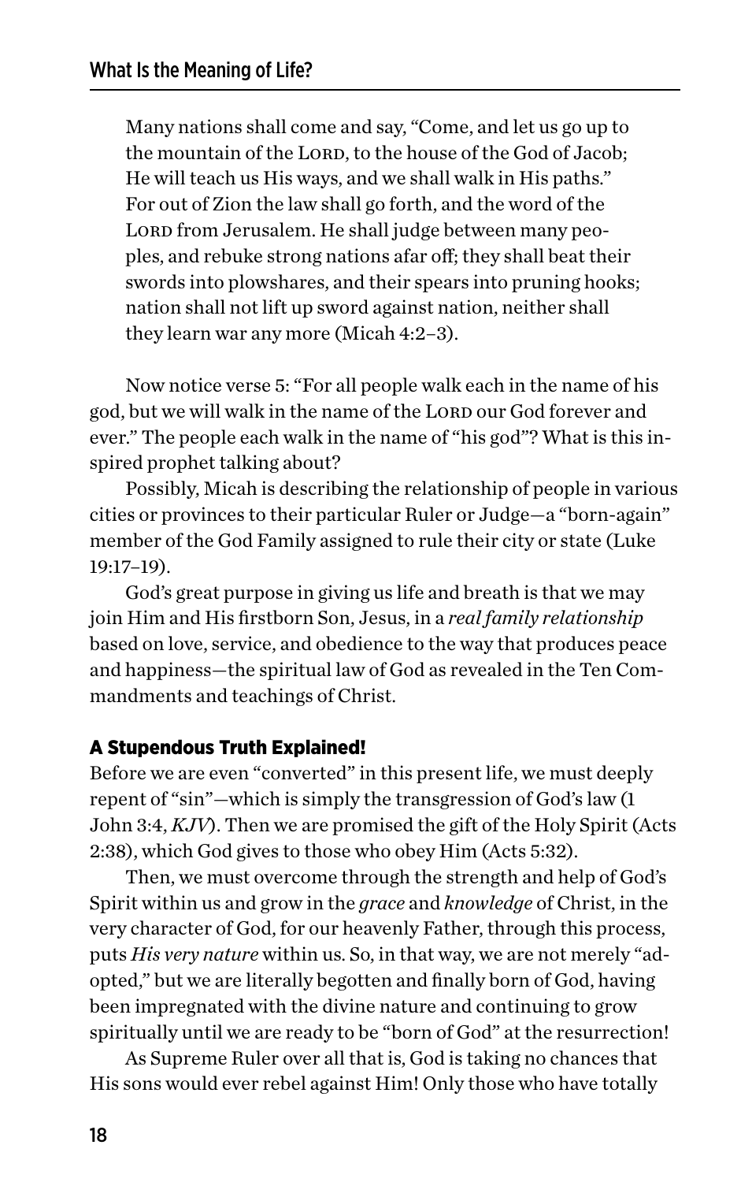> Many nations shall come and say, "Come, and let us go up to the mountain of the LORD, to the house of the God of Jacob; He will teach us His ways, and we shall walk in His paths." For out of Zion the law shall go forth, and the word of the LORD from Jerusalem. He shall judge between many peoples, and rebuke strong nations afar off; they shall beat their swords into plowshares, and their spears into pruning hooks; nation shall not lift up sword against nation, neither shall they learn war any more (Micah 4:2–3).

Now notice verse 5: "For all people walk each in the name of his god, but we will walk in the name of the LORD our God forever and ever." The people each walk in the name of "his god"? What is this inspired prophet talking about?

Possibly, Micah is describing the relationship of people in various cities or provinces to their particular Ruler or Judge—a "born-again" member of the God Family assigned to rule their city or state (Luke 19:17–19).

God's great purpose in giving us life and breath is that we may join Him and His firstborn Son, Jesus, in a *real family relationship* based on love, service, and obedience to the way that produces peace and happiness—the spiritual law of God as revealed in the Ten Commandments and teachings of Christ.

### A Stupendous Truth Explained!

Before we are even "converted" in this present life, we must deeply repent of "sin"—which is simply the transgression of God's law (1 John 3:4, *KJV*). Then we are promised the gift of the Holy Spirit (Acts 2:38), which God gives to those who obey Him (Acts 5:32).

Then, we must overcome through the strength and help of God's Spirit within us and grow in the *grace* and *knowledge* of Christ, in the very character of God, for our heavenly Father, through this process, puts *His very nature* within us. So, in that way, we are not merely "adopted," but we are literally begotten and finally born of God, having been impregnated with the divine nature and continuing to grow spiritually until we are ready to be "born of God" at the resurrection!

As Supreme Ruler over all that is, God is taking no chances that His sons would ever rebel against Him! Only those who have totally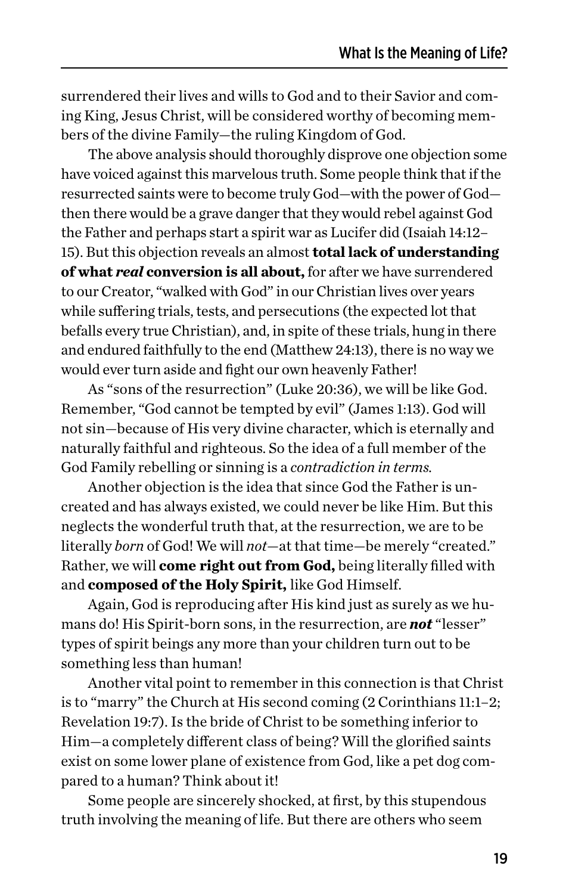surrendered their lives and wills to God and to their Savior and coming King, Jesus Christ, will be considered worthy of becoming members of the divine Family—the ruling Kingdom of God.

The above analysis should thoroughly disprove one objection some have voiced against this marvelous truth. Some people think that if the resurrected saints were to become truly God—with the power of God—then there would be a grave danger that they would rebel against God the Father and perhaps start a spirit war as Lucifer did (Isaiah 14:12–15). But this objection reveals an almost **total lack of understanding of what *real* conversion is all about,** for after we have surrendered to our Creator, "walked with God" in our Christian lives over years while suffering trials, tests, and persecutions (the expected lot that befalls every true Christian), and, in spite of these trials, hung in there and endured faithfully to the end (Matthew 24:13), there is no way we would ever turn aside and fight our own heavenly Father!

As "sons of the resurrection" (Luke 20:36), we will be like God. Remember, "God cannot be tempted by evil" (James 1:13). God will not sin—because of His very divine character, which is eternally and naturally faithful and righteous. So the idea of a full member of the God Family rebelling or sinning is a *contradiction in terms.*

Another objection is the idea that since God the Father is uncreated and has always existed, we could never be like Him. But this neglects the wonderful truth that, at the resurrection, we are to be literally *born* of God! We will *not*—at that time—be merely "created." Rather, we will **come right out from God,** being literally filled with and **composed of the Holy Spirit,** like God Himself.

Again, God is reproducing after His kind just as surely as we humans do! His Spirit-born sons, in the resurrection, are ***not*** "lesser" types of spirit beings any more than your children turn out to be something less than human!

Another vital point to remember in this connection is that Christ is to "marry" the Church at His second coming (2 Corinthians 11:1–2; Revelation 19:7). Is the bride of Christ to be something inferior to Him—a completely different class of being? Will the glorified saints exist on some lower plane of existence from God, like a pet dog compared to a human? Think about it!

Some people are sincerely shocked, at first, by this stupendous truth involving the meaning of life. But there are others who seem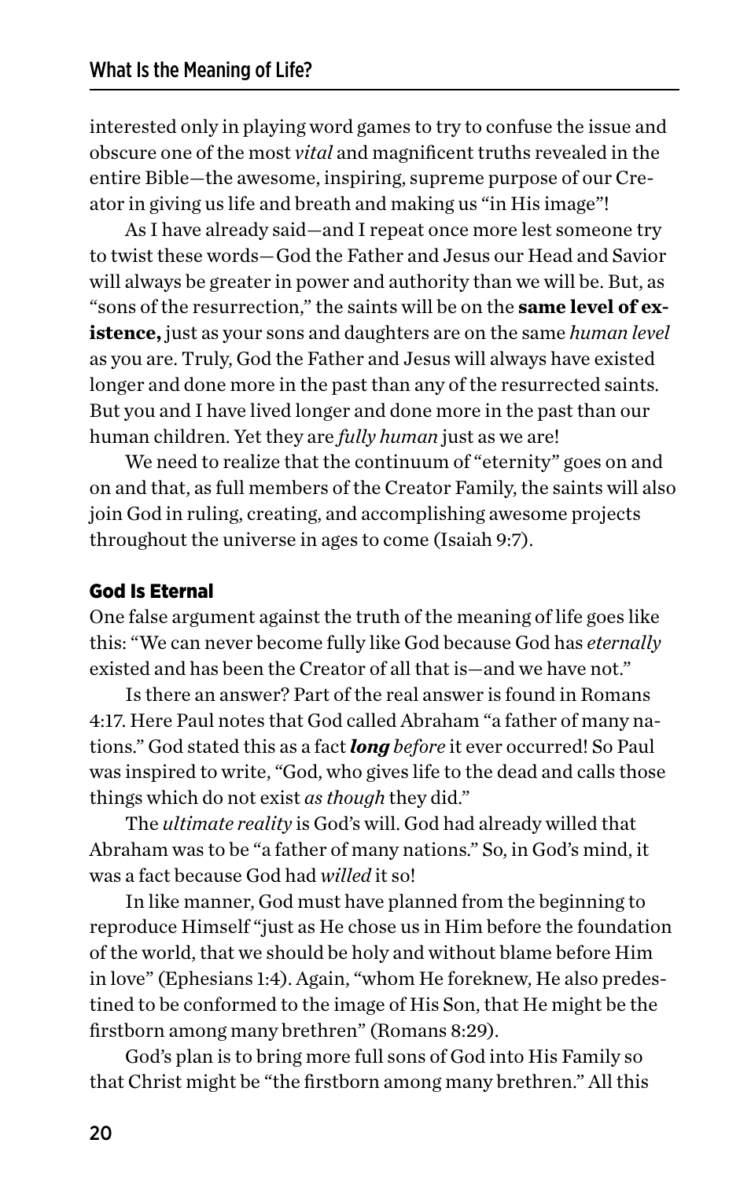interested only in playing word games to try to confuse the issue and obscure one of the most *vital* and magnificent truths revealed in the entire Bible—the awesome, inspiring, supreme purpose of our Creator in giving us life and breath and making us "in His image"!

As I have already said—and I repeat once more lest someone try to twist these words—God the Father and Jesus our Head and Savior will always be greater in power and authority than we will be. But, as "sons of the resurrection," the saints will be on the **same level of existence,** just as your sons and daughters are on the same *human level* as you are. Truly, God the Father and Jesus will always have existed longer and done more in the past than any of the resurrected saints. But you and I have lived longer and done more in the past than our human children. Yet they are *fully human* just as we are!

We need to realize that the continuum of "eternity" goes on and on and that, as full members of the Creator Family, the saints will also join God in ruling, creating, and accomplishing awesome projects throughout the universe in ages to come (Isaiah 9:7).

## God Is Eternal

One false argument against the truth of the meaning of life goes like this: "We can never become fully like God because God has *eternally* existed and has been the Creator of all that is—and we have not."

Is there an answer? Part of the real answer is found in Romans 4:17. Here Paul notes that God called Abraham "a father of many nations." God stated this as a fact ***long*** *before* it ever occurred! So Paul was inspired to write, "God, who gives life to the dead and calls those things which do not exist *as though* they did."

The *ultimate reality* is God's will. God had already willed that Abraham was to be "a father of many nations." So, in God's mind, it was a fact because God had *willed* it so!

In like manner, God must have planned from the beginning to reproduce Himself "just as He chose us in Him before the foundation of the world, that we should be holy and without blame before Him in love" (Ephesians 1:4). Again, "whom He foreknew, He also predestined to be conformed to the image of His Son, that He might be the firstborn among many brethren" (Romans 8:29).

God's plan is to bring more full sons of God into His Family so that Christ might be "the firstborn among many brethren." All this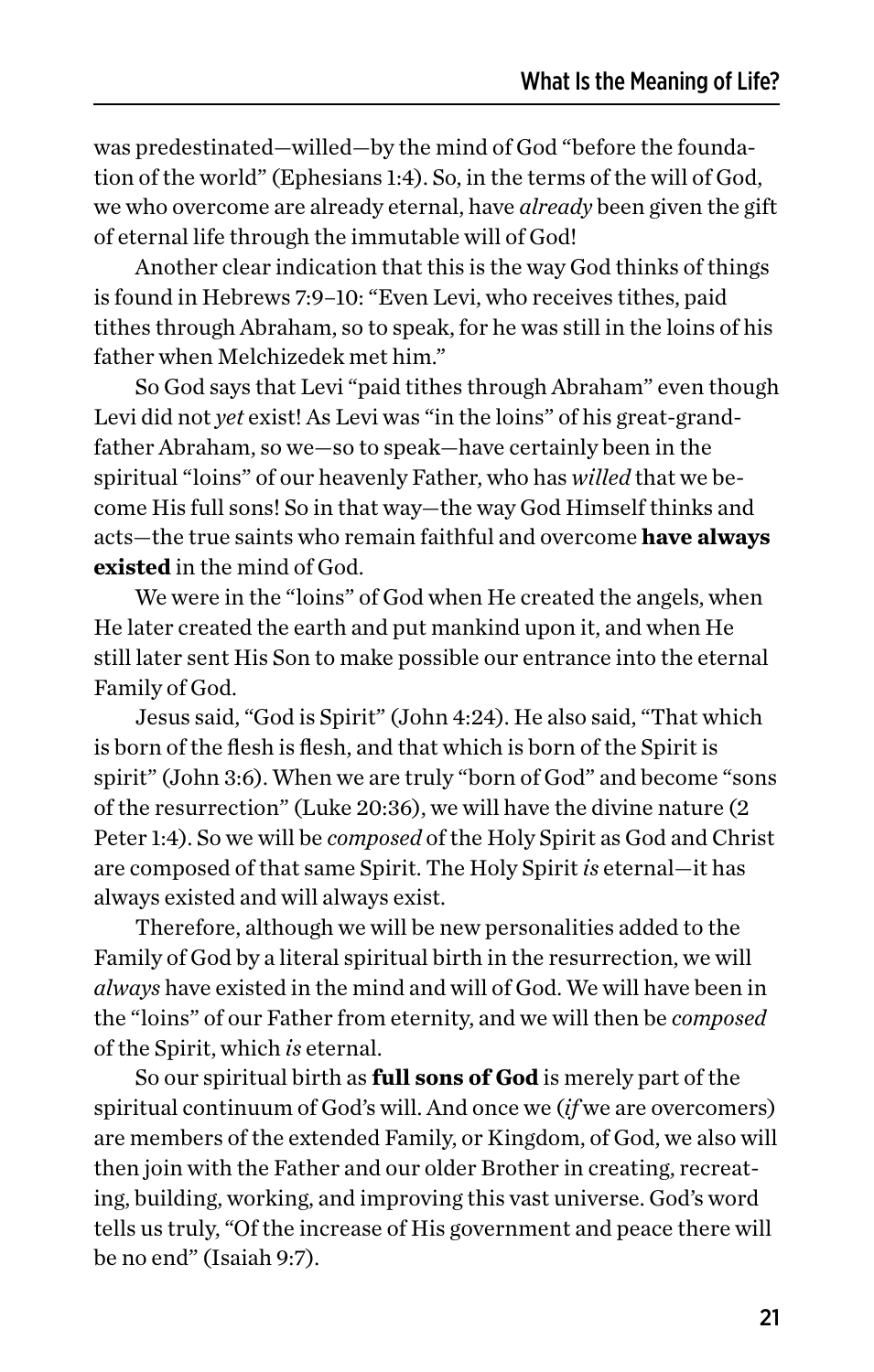was predestinated—willed—by the mind of God "before the foundation of the world" (Ephesians 1:4). So, in the terms of the will of God, we who overcome are already eternal, have *already* been given the gift of eternal life through the immutable will of God!

Another clear indication that this is the way God thinks of things is found in Hebrews 7:9–10: "Even Levi, who receives tithes, paid tithes through Abraham, so to speak, for he was still in the loins of his father when Melchizedek met him."

So God says that Levi "paid tithes through Abraham" even though Levi did not *yet* exist! As Levi was "in the loins" of his great-grandfather Abraham, so we—so to speak—have certainly been in the spiritual "loins" of our heavenly Father, who has *willed* that we become His full sons! So in that way—the way God Himself thinks and acts—the true saints who remain faithful and overcome **have always existed** in the mind of God.

We were in the "loins" of God when He created the angels, when He later created the earth and put mankind upon it, and when He still later sent His Son to make possible our entrance into the eternal Family of God.

Jesus said, "God is Spirit" (John 4:24). He also said, "That which is born of the flesh is flesh, and that which is born of the Spirit is spirit" (John 3:6). When we are truly "born of God" and become "sons of the resurrection" (Luke 20:36), we will have the divine nature (2 Peter 1:4). So we will be *composed* of the Holy Spirit as God and Christ are composed of that same Spirit. The Holy Spirit *is* eternal—it has always existed and will always exist.

Therefore, although we will be new personalities added to the Family of God by a literal spiritual birth in the resurrection, we will *always* have existed in the mind and will of God. We will have been in the "loins" of our Father from eternity, and we will then be *composed* of the Spirit, which *is* eternal.

So our spiritual birth as **full sons of God** is merely part of the spiritual continuum of God's will. And once we (*if* we are overcomers) are members of the extended Family, or Kingdom, of God, we also will then join with the Father and our older Brother in creating, recreating, building, working, and improving this vast universe. God's word tells us truly, "Of the increase of His government and peace there will be no end" (Isaiah 9:7).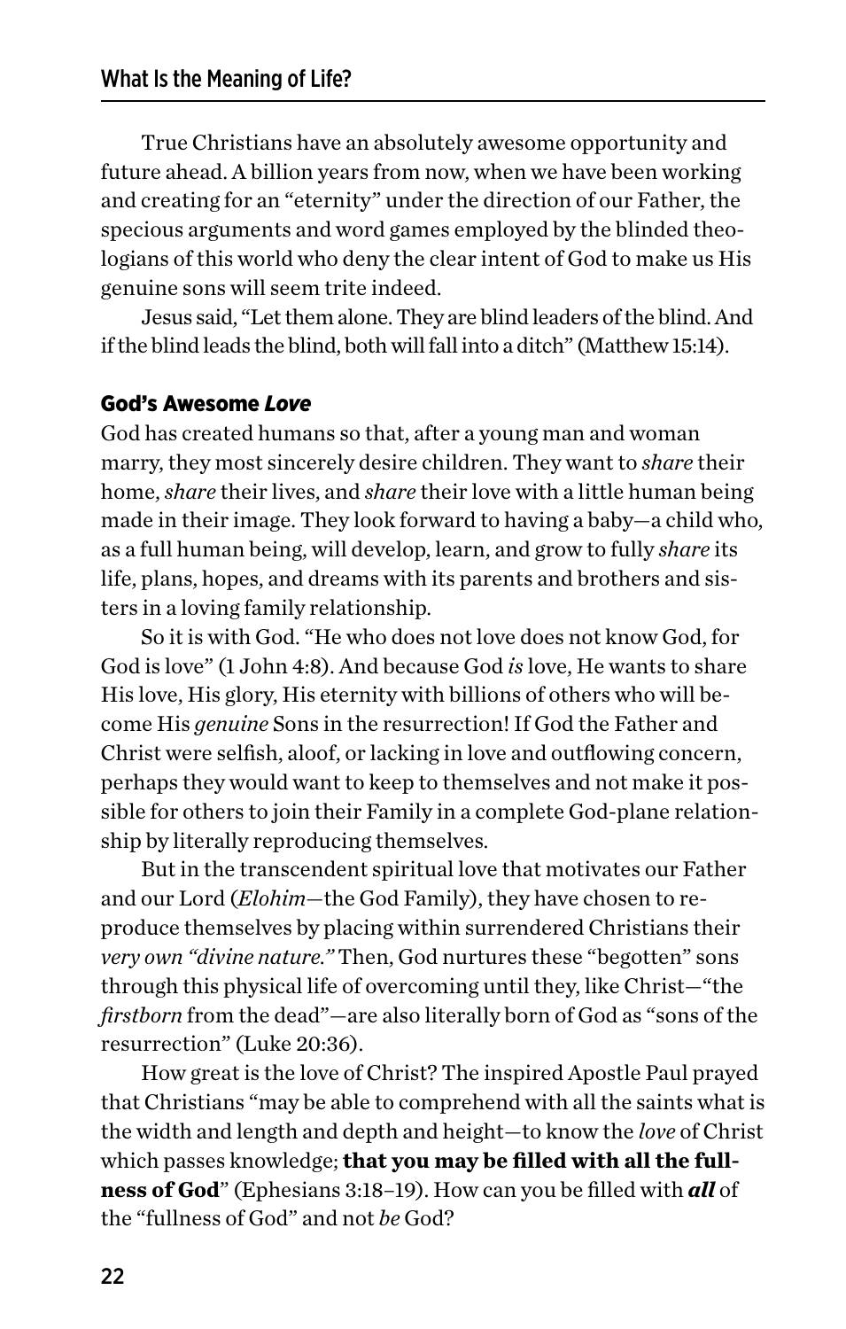True Christians have an absolutely awesome opportunity and future ahead. A billion years from now, when we have been working and creating for an "eternity" under the direction of our Father, the specious arguments and word games employed by the blinded theologians of this world who deny the clear intent of God to make us His genuine sons will seem trite indeed.

Jesus said, "Let them alone. They are blind leaders of the blind. And if the blind leads the blind, both will fall into a ditch" (Matthew 15:14).

### God's Awesome *Love*

God has created humans so that, after a young man and woman marry, they most sincerely desire children. They want to *share* their home, *share* their lives, and *share* their love with a little human being made in their image. They look forward to having a baby—a child who, as a full human being, will develop, learn, and grow to fully *share* its life, plans, hopes, and dreams with its parents and brothers and sisters in a loving family relationship.

So it is with God. "He who does not love does not know God, for God is love" (1 John 4:8). And because God *is* love, He wants to share His love, His glory, His eternity with billions of others who will become His *genuine* Sons in the resurrection! If God the Father and Christ were selfish, aloof, or lacking in love and outflowing concern, perhaps they would want to keep to themselves and not make it possible for others to join their Family in a complete God-plane relationship by literally reproducing themselves.

But in the transcendent spiritual love that motivates our Father and our Lord (*Elohim*—the God Family), they have chosen to reproduce themselves by placing within surrendered Christians their *very own "divine nature."* Then, God nurtures these "begotten" sons through this physical life of overcoming until they, like Christ—"the *firstborn* from the dead"—are also literally born of God as "sons of the resurrection" (Luke 20:36).

How great is the love of Christ? The inspired Apostle Paul prayed that Christians "may be able to comprehend with all the saints what is the width and length and depth and height—to know the *love* of Christ which passes knowledge; **that you may be filled with all the fullness of God**" (Ephesians 3:18–19). How can you be filled with ***all*** of the "fullness of God" and not *be* God?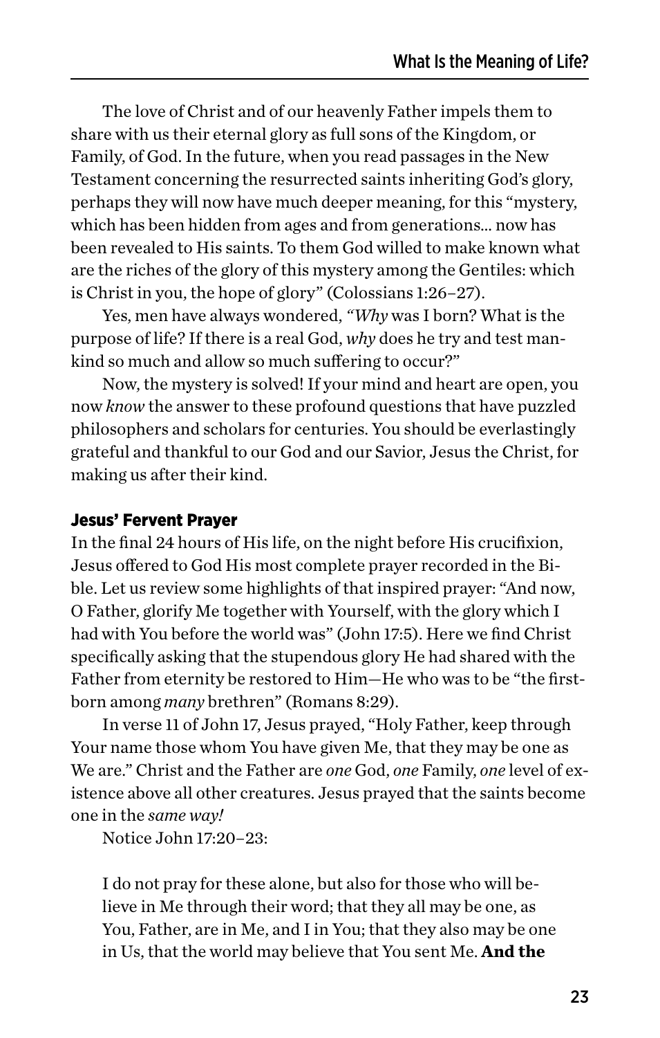The love of Christ and of our heavenly Father impels them to share with us their eternal glory as full sons of the Kingdom, or Family, of God. In the future, when you read passages in the New Testament concerning the resurrected saints inheriting God's glory, perhaps they will now have much deeper meaning, for this "mystery, which has been hidden from ages and from generations… now has been revealed to His saints. To them God willed to make known what are the riches of the glory of this mystery among the Gentiles: which is Christ in you, the hope of glory" (Colossians 1:26–27).

Yes, men have always wondered, "*Why* was I born? What is the purpose of life? If there is a real God, *why* does he try and test mankind so much and allow so much suffering to occur?"

Now, the mystery is solved! If your mind and heart are open, you now *know* the answer to these profound questions that have puzzled philosophers and scholars for centuries. You should be everlastingly grateful and thankful to our God and our Savior, Jesus the Christ, for making us after their kind.

### Jesus' Fervent Prayer

In the final 24 hours of His life, on the night before His crucifixion, Jesus offered to God His most complete prayer recorded in the Bible. Let us review some highlights of that inspired prayer: "And now, O Father, glorify Me together with Yourself, with the glory which I had with You before the world was" (John 17:5). Here we find Christ specifically asking that the stupendous glory He had shared with the Father from eternity be restored to Him—He who was to be "the firstborn among *many* brethren" (Romans 8:29).

In verse 11 of John 17, Jesus prayed, "Holy Father, keep through Your name those whom You have given Me, that they may be one as We are." Christ and the Father are *one* God, *one* Family, *one* level of existence above all other creatures. Jesus prayed that the saints become one in the *same way!*

Notice John 17:20–23:

> I do not pray for these alone, but also for those who will believe in Me through their word; that they all may be one, as You, Father, are in Me, and I in You; that they also may be one in Us, that the world may believe that You sent Me. **And the**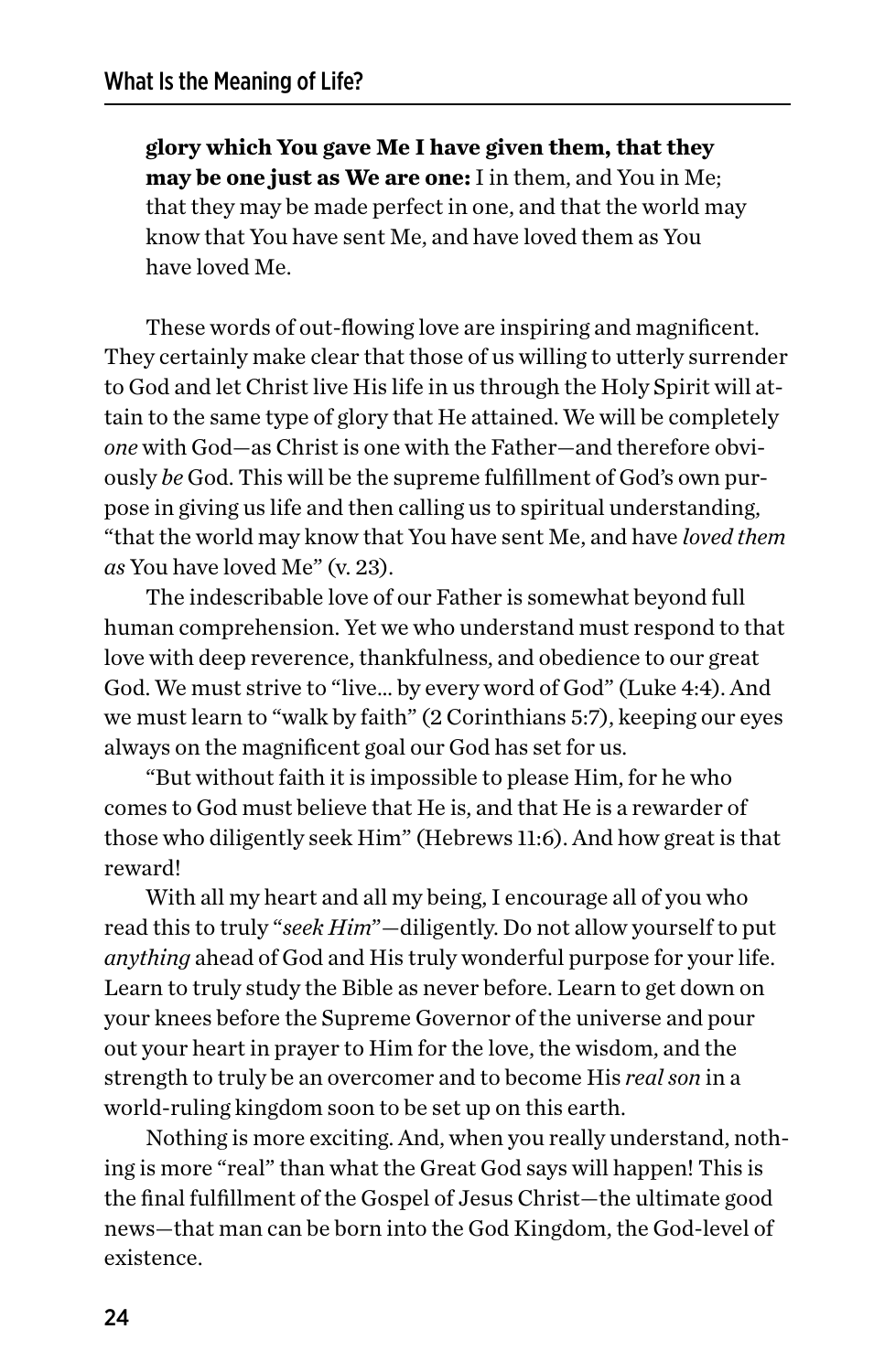> **glory which You gave Me I have given them, that they may be one just as We are one:** I in them, and You in Me; that they may be made perfect in one, and that the world may know that You have sent Me, and have loved them as You have loved Me.

These words of out-flowing love are inspiring and magnificent. They certainly make clear that those of us willing to utterly surrender to God and let Christ live His life in us through the Holy Spirit will attain to the same type of glory that He attained. We will be completely *one* with God—as Christ is one with the Father—and therefore obviously *be* God. This will be the supreme fulfillment of God's own purpose in giving us life and then calling us to spiritual understanding, "that the world may know that You have sent Me, and have *loved them as* You have loved Me" (v. 23).

The indescribable love of our Father is somewhat beyond full human comprehension. Yet we who understand must respond to that love with deep reverence, thankfulness, and obedience to our great God. We must strive to "live… by every word of God" (Luke 4:4). And we must learn to "walk by faith" (2 Corinthians 5:7), keeping our eyes always on the magnificent goal our God has set for us.

"But without faith it is impossible to please Him, for he who comes to God must believe that He is, and that He is a rewarder of those who diligently seek Him" (Hebrews 11:6). And how great is that reward!

With all my heart and all my being, I encourage all of you who read this to truly "*seek Him*"—diligently. Do not allow yourself to put *anything* ahead of God and His truly wonderful purpose for your life. Learn to truly study the Bible as never before. Learn to get down on your knees before the Supreme Governor of the universe and pour out your heart in prayer to Him for the love, the wisdom, and the strength to truly be an overcomer and to become His *real son* in a world-ruling kingdom soon to be set up on this earth.

Nothing is more exciting. And, when you really understand, nothing is more "real" than what the Great God says will happen! This is the final fulfillment of the Gospel of Jesus Christ—the ultimate good news—that man can be born into the God Kingdom, the God-level of existence.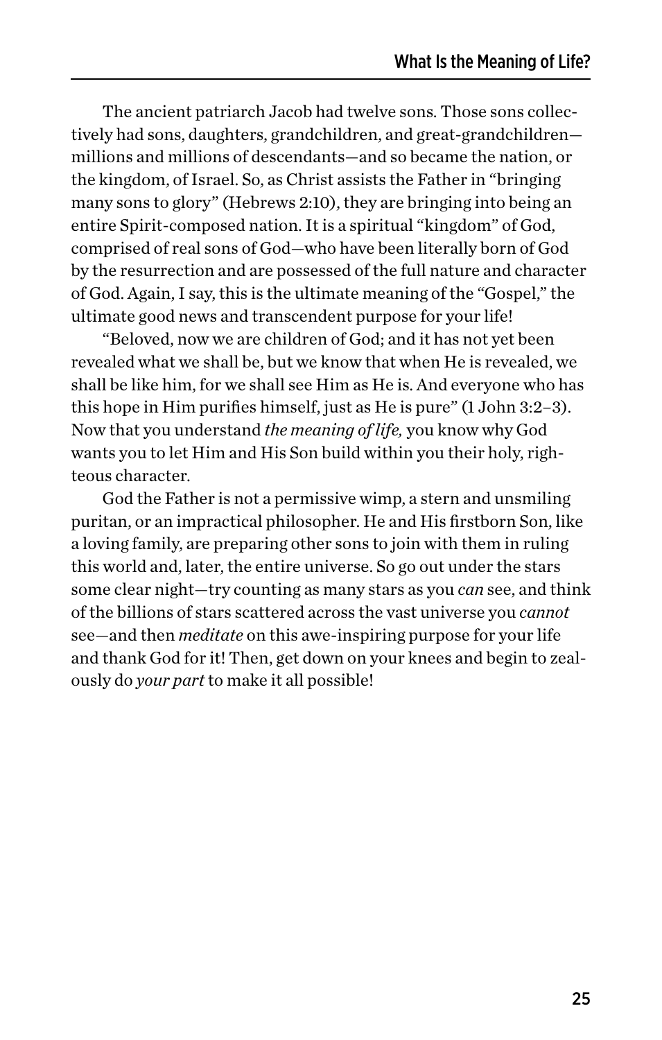The ancient patriarch Jacob had twelve sons. Those sons collectively had sons, daughters, grandchildren, and great-grandchildren—millions and millions of descendants—and so became the nation, or the kingdom, of Israel. So, as Christ assists the Father in "bringing many sons to glory" (Hebrews 2:10), they are bringing into being an entire Spirit-composed nation. It is a spiritual "kingdom" of God, comprised of real sons of God—who have been literally born of God by the resurrection and are possessed of the full nature and character of God. Again, I say, this is the ultimate meaning of the "Gospel," the ultimate good news and transcendent purpose for your life!

"Beloved, now we are children of God; and it has not yet been revealed what we shall be, but we know that when He is revealed, we shall be like him, for we shall see Him as He is. And everyone who has this hope in Him purifies himself, just as He is pure" (1 John 3:2–3). Now that you understand *the meaning of life,* you know why God wants you to let Him and His Son build within you their holy, righteous character.

God the Father is not a permissive wimp, a stern and unsmiling puritan, or an impractical philosopher. He and His firstborn Son, like a loving family, are preparing other sons to join with them in ruling this world and, later, the entire universe. So go out under the stars some clear night—try counting as many stars as you *can* see, and think of the billions of stars scattered across the vast universe you *cannot* see—and then *meditate* on this awe-inspiring purpose for your life and thank God for it! Then, get down on your knees and begin to zealously do *your part* to make it all possible!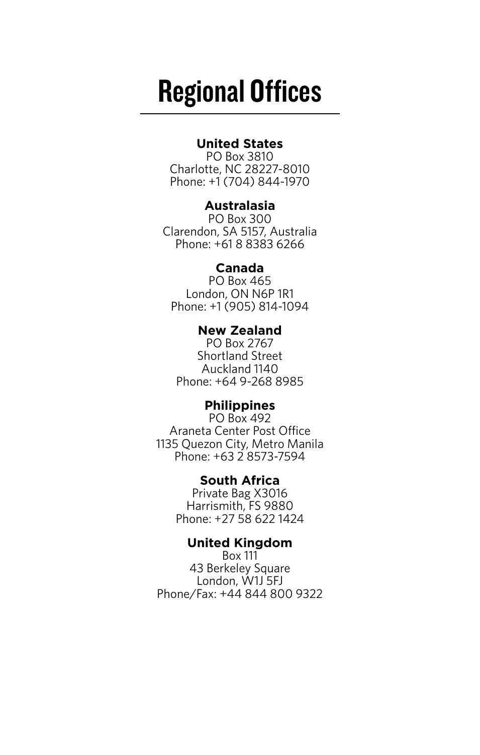# Regional Offices

**United States**
PO Box 3810
Charlotte, NC 28227-8010
Phone: +1 (704) 844-1970

**Australasia**
PO Box 300
Clarendon, SA 5157, Australia
Phone: +61 8 8383 6266

**Canada**
PO Box 465
London, ON N6P 1R1
Phone: +1 (905) 814-1094

**New Zealand**
PO Box 2767
Shortland Street
Auckland 1140
Phone: +64 9-268 8985

**Philippines**
PO Box 492
Araneta Center Post Office
1135 Quezon City, Metro Manila
Phone: +63 2 8573-7594

**South Africa**
Private Bag X3016
Harrismith, FS 9880
Phone: +27 58 622 1424

**United Kingdom**
Box 111
43 Berkeley Square
London, W1J 5FJ
Phone/Fax: +44 844 800 9322